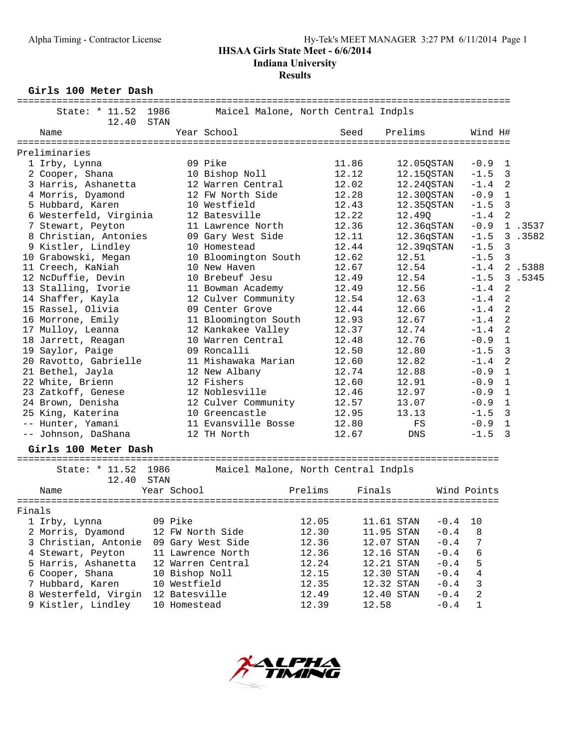IHSAA Girls State Meet - 6/6/2014

Indiana University

Results

## Girls 100 Meter Dash

State: * 11.52 1986 Maicel Malone, North Central Indpls

12.40 STAN

| Place | Name | Year | School | Seed | Prelims | Wind | H# | |
|---|---|---|---|---|---|---|---|---|
| **Preliminaries** | | | | | | | | |
| 1 | Irby, Lynna | 09 | Pike | 11.86 | 12.05QSTAN | -0.9 | 1 | |
| 2 | Cooper, Shana | 10 | Bishop Noll | 12.12 | 12.15QSTAN | -1.5 | 3 | |
| 3 | Harris, Ashanetta | 12 | Warren Central | 12.02 | 12.24QSTAN | -1.4 | 2 | |
| 4 | Morris, Dyamond | 12 | FW North Side | 12.28 | 12.30QSTAN | -0.9 | 1 | |
| 5 | Hubbard, Karen | 10 | Westfield | 12.43 | 12.35QSTAN | -1.5 | 3 | |
| 6 | Westerfeld, Virginia | 12 | Batesville | 12.22 | 12.49Q | -1.4 | 2 | |
| 7 | Stewart, Peyton | 11 | Lawrence North | 12.36 | 12.36qSTAN | -0.9 | 1 | .3537 |
| 8 | Christian, Antonies | 09 | Gary West Side | 12.11 | 12.36qSTAN | -1.5 | 3 | .3582 |
| 9 | Kistler, Lindley | 10 | Homestead | 12.44 | 12.39qSTAN | -1.5 | 3 | |
| 10 | Grabowski, Megan | 10 | Bloomington South | 12.62 | 12.51 | -1.5 | 3 | |
| 11 | Creech, KaNiah | 10 | New Haven | 12.67 | 12.54 | -1.4 | 2 | .5388 |
| 12 | NcDuffie, Devin | 10 | Brebeuf Jesu | 12.49 | 12.54 | -1.5 | 3 | .5345 |
| 13 | Stalling, Ivorie | 11 | Bowman Academy | 12.49 | 12.56 | -1.4 | 2 | |
| 14 | Shaffer, Kayla | 12 | Culver Community | 12.54 | 12.63 | -1.4 | 2 | |
| 15 | Rassel, Olivia | 09 | Center Grove | 12.44 | 12.66 | -1.4 | 2 | |
| 16 | Morrone, Emily | 11 | Bloomington South | 12.93 | 12.67 | -1.4 | 2 | |
| 17 | Mulloy, Leanna | 12 | Kankakee Valley | 12.37 | 12.74 | -1.4 | 2 | |
| 18 | Jarrett, Reagan | 10 | Warren Central | 12.48 | 12.76 | -0.9 | 1 | |
| 19 | Saylor, Paige | 09 | Roncalli | 12.50 | 12.80 | -1.5 | 3 | |
| 20 | Ravotto, Gabrielle | 11 | Mishawaka Marian | 12.60 | 12.82 | -1.4 | 2 | |
| 21 | Bethel, Jayla | 12 | New Albany | 12.74 | 12.88 | -0.9 | 1 | |
| 22 | White, Brienn | 12 | Fishers | 12.60 | 12.91 | -0.9 | 1 | |
| 23 | Zatkoff, Genese | 12 | Noblesville | 12.46 | 12.97 | -0.9 | 1 | |
| 24 | Brown, Denisha | 12 | Culver Community | 12.57 | 13.07 | -0.9 | 1 | |
| 25 | King, Katerina | 10 | Greencastle | 12.95 | 13.13 | -1.5 | 3 | |
| -- | Hunter, Yamani | 11 | Evansville Bosse | 12.80 | FS | -0.9 | 1 | |
| -- | Johnson, DaShana | 12 | TH North | 12.67 | DNS | -1.5 | 3 | |

## Girls 100 Meter Dash

State: * 11.52 1986 Maicel Malone, North Central Indpls

12.40 STAN

| Place | Name | Year | School | Prelims | Finals | Wind | Points |
|---|---|---|---|---|---|---|---|
| **Finals** | | | | | | | |
| 1 | Irby, Lynna | 09 | Pike | 12.05 | 11.61 STAN | -0.4 | 10 |
| 2 | Morris, Dyamond | 12 | FW North Side | 12.30 | 11.95 STAN | -0.4 | 8 |
| 3 | Christian, Antonie | 09 | Gary West Side | 12.36 | 12.07 STAN | -0.4 | 7 |
| 4 | Stewart, Peyton | 11 | Lawrence North | 12.36 | 12.16 STAN | -0.4 | 6 |
| 5 | Harris, Ashanetta | 12 | Warren Central | 12.24 | 12.21 STAN | -0.4 | 5 |
| 6 | Cooper, Shana | 10 | Bishop Noll | 12.15 | 12.30 STAN | -0.4 | 4 |
| 7 | Hubbard, Karen | 10 | Westfield | 12.35 | 12.32 STAN | -0.4 | 3 |
| 8 | Westerfeld, Virgin | 12 | Batesville | 12.49 | 12.40 STAN | -0.4 | 2 |
| 9 | Kistler, Lindley | 10 | Homestead | 12.39 | 12.58 | -0.4 | 1 |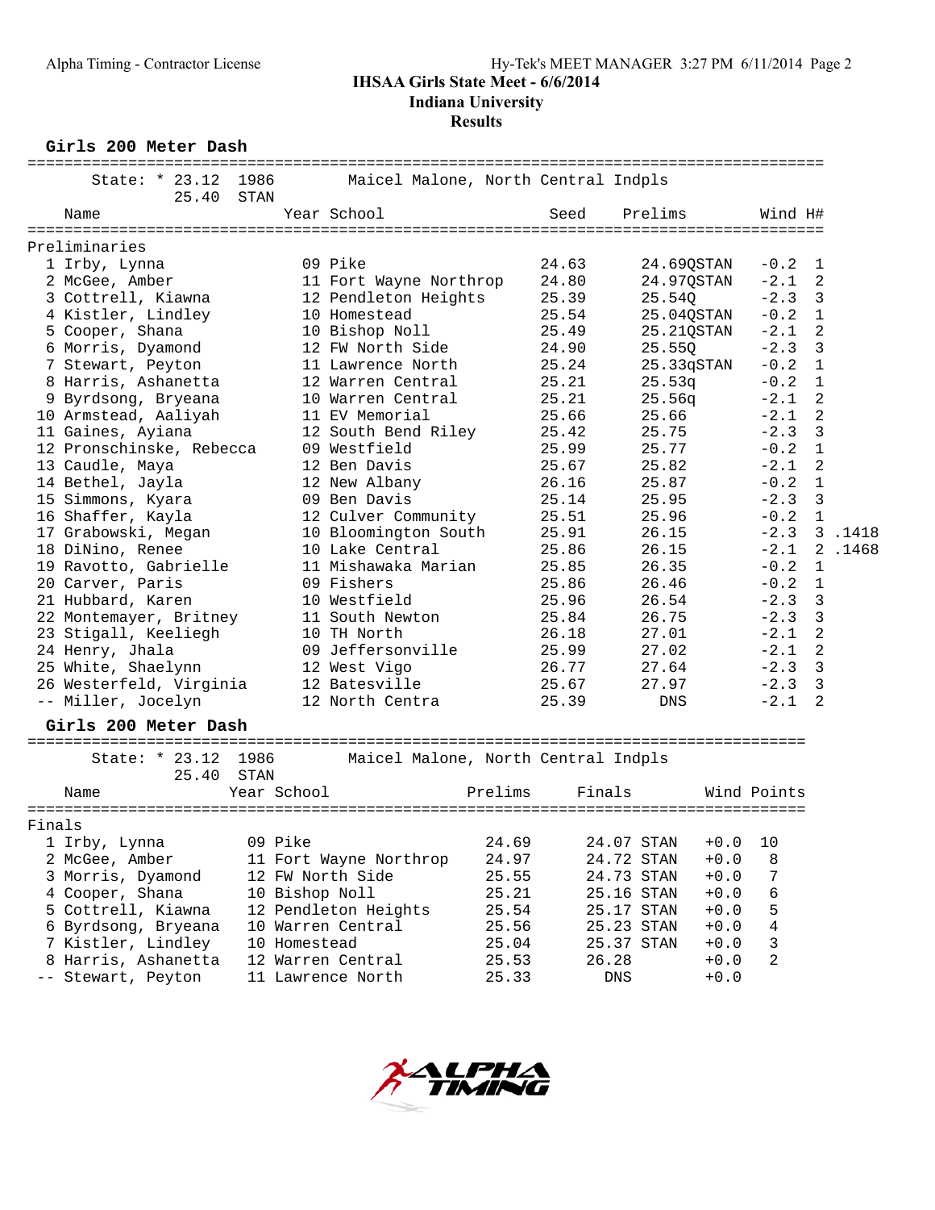Alpha Timing - Contractor License

Hy-Tek's MEET MANAGER 3:27 PM 6/11/2014 Page 2

**IHSAA Girls State Meet - 6/6/2014**

**Indiana University**

**Results**

### Girls 200 Meter Dash

State: * 23.12 1986 Maicel Malone, North Central Indpls
25.40 STAN

**Preliminaries**

| Place | Name | Year | School | Seed | Prelims | | Wind | H# | |
|---|---|---|---|---|---|---|---|---|---|
| 1 | Irby, Lynna | 09 | Pike | 24.63 | 24.69Q | STAN | -0.2 | 1 | |
| 2 | McGee, Amber | 11 | Fort Wayne Northrop | 24.80 | 24.97Q | STAN | -2.1 | 2 | |
| 3 | Cottrell, Kiawna | 12 | Pendleton Heights | 25.39 | 25.54Q | | -2.3 | 3 | |
| 4 | Kistler, Lindley | 10 | Homestead | 25.54 | 25.04Q | STAN | -0.2 | 1 | |
| 5 | Cooper, Shana | 10 | Bishop Noll | 25.49 | 25.21Q | STAN | -2.1 | 2 | |
| 6 | Morris, Dyamond | 12 | FW North Side | 24.90 | 25.55Q | | -2.3 | 3 | |
| 7 | Stewart, Peyton | 11 | Lawrence North | 25.24 | 25.33q | STAN | -0.2 | 1 | |
| 8 | Harris, Ashanetta | 12 | Warren Central | 25.21 | 25.53q | | -0.2 | 1 | |
| 9 | Byrdsong, Bryeana | 10 | Warren Central | 25.21 | 25.56q | | -2.1 | 2 | |
| 10 | Armstead, Aaliyah | 11 | EV Memorial | 25.66 | 25.66 | | -2.1 | 2 | |
| 11 | Gaines, Ayiana | 12 | South Bend Riley | 25.42 | 25.75 | | -2.3 | 3 | |
| 12 | Pronschinske, Rebecca | 09 | Westfield | 25.99 | 25.77 | | -0.2 | 1 | |
| 13 | Caudle, Maya | 12 | Ben Davis | 25.67 | 25.82 | | -2.1 | 2 | |
| 14 | Bethel, Jayla | 12 | New Albany | 26.16 | 25.87 | | -0.2 | 1 | |
| 15 | Simmons, Kyara | 09 | Ben Davis | 25.14 | 25.95 | | -2.3 | 3 | |
| 16 | Shaffer, Kayla | 12 | Culver Community | 25.51 | 25.96 | | -0.2 | 1 | |
| 17 | Grabowski, Megan | 10 | Bloomington South | 25.91 | 26.15 | | -2.3 | 3 | .1418 |
| 18 | DiNino, Renee | 10 | Lake Central | 25.86 | 26.15 | | -2.1 | 2 | .1468 |
| 19 | Ravotto, Gabrielle | 11 | Mishawaka Marian | 25.85 | 26.35 | | -0.2 | 1 | |
| 20 | Carver, Paris | 09 | Fishers | 25.86 | 26.46 | | -0.2 | 1 | |
| 21 | Hubbard, Karen | 10 | Westfield | 25.96 | 26.54 | | -2.3 | 3 | |
| 22 | Montemayer, Britney | 11 | South Newton | 25.84 | 26.75 | | -2.3 | 3 | |
| 23 | Stigall, Keeliegh | 10 | TH North | 26.18 | 27.01 | | -2.1 | 2 | |
| 24 | Henry, Jhala | 09 | Jeffersonville | 25.99 | 27.02 | | -2.1 | 2 | |
| 25 | White, Shaelynn | 12 | West Vigo | 26.77 | 27.64 | | -2.3 | 3 | |
| 26 | Westerfeld, Virginia | 12 | Batesville | 25.67 | 27.97 | | -2.3 | 3 | |
| -- | Miller, Jocelyn | 12 | North Centra | 25.39 | DNS | | -2.1 | 2 | |

### Girls 200 Meter Dash

State: * 23.12 1986 Maicel Malone, North Central Indpls
25.40 STAN

**Finals**

| Place | Name | Year | School | Prelims | Finals | | Wind | Points |
|---|---|---|---|---|---|---|---|---|
| 1 | Irby, Lynna | 09 | Pike | 24.69 | 24.07 | STAN | +0.0 | 10 |
| 2 | McGee, Amber | 11 | Fort Wayne Northrop | 24.97 | 24.72 | STAN | +0.0 | 8 |
| 3 | Morris, Dyamond | 12 | FW North Side | 25.55 | 24.73 | STAN | +0.0 | 7 |
| 4 | Cooper, Shana | 10 | Bishop Noll | 25.21 | 25.16 | STAN | +0.0 | 6 |
| 5 | Cottrell, Kiawna | 12 | Pendleton Heights | 25.54 | 25.17 | STAN | +0.0 | 5 |
| 6 | Byrdsong, Bryeana | 10 | Warren Central | 25.56 | 25.23 | STAN | +0.0 | 4 |
| 7 | Kistler, Lindley | 10 | Homestead | 25.04 | 25.37 | STAN | +0.0 | 3 |
| 8 | Harris, Ashanetta | 12 | Warren Central | 25.53 | 26.28 | | +0.0 | 2 |
| -- | Stewart, Peyton | 11 | Lawrence North | 25.33 | DNS | | +0.0 | |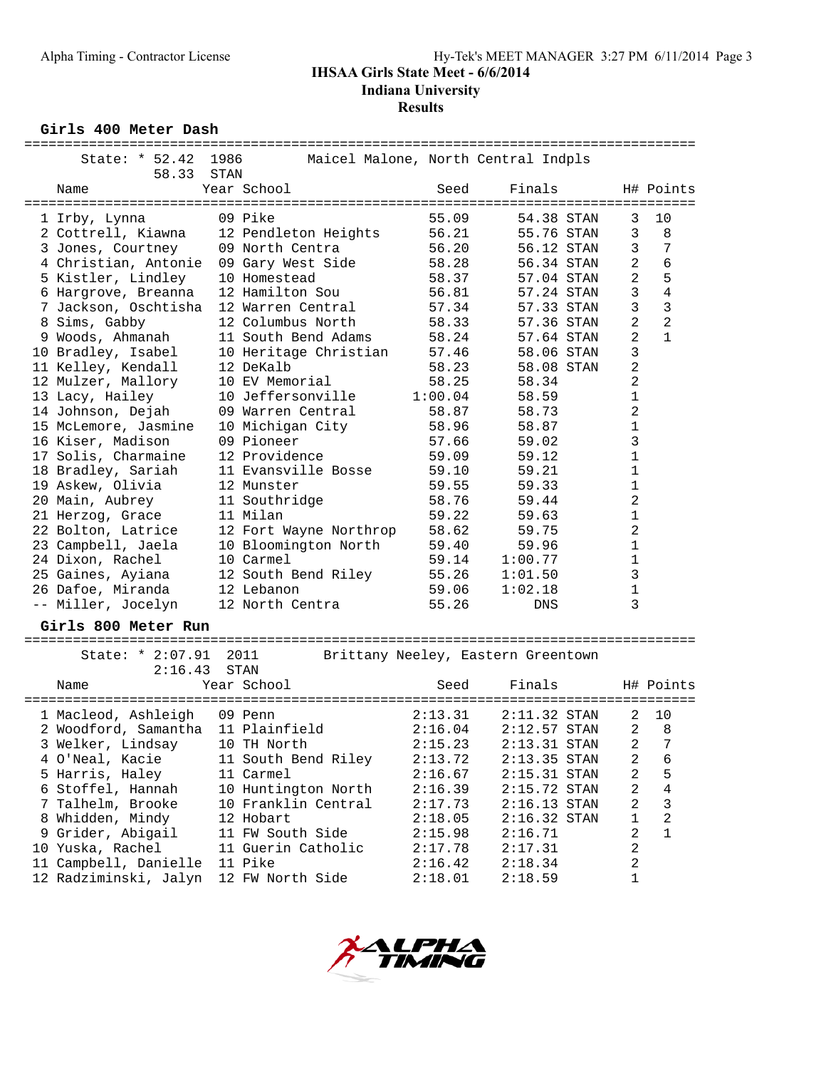# IHSAA Girls State Meet - 6/6/2014

## Indiana University

### Results

### Girls 400 Meter Dash

State: * 52.42 1986 Maicel Malone, North Central Indpls
58.33 STAN

| Name | Year | School | Seed | Finals | | H# | Points |
|---|---|---|---|---|---|---|---|
| 1 Irby, Lynna | 09 | Pike | 55.09 | 54.38 | STAN | 3 | 10 |
| 2 Cottrell, Kiawna | 12 | Pendleton Heights | 56.21 | 55.76 | STAN | 3 | 8 |
| 3 Jones, Courtney | 09 | North Centra | 56.20 | 56.12 | STAN | 3 | 7 |
| 4 Christian, Antonie | 09 | Gary West Side | 58.28 | 56.34 | STAN | 2 | 6 |
| 5 Kistler, Lindley | 10 | Homestead | 58.37 | 57.04 | STAN | 2 | 5 |
| 6 Hargrove, Breanna | 12 | Hamilton Sou | 56.81 | 57.24 | STAN | 3 | 4 |
| 7 Jackson, Oschtisha | 12 | Warren Central | 57.34 | 57.33 | STAN | 3 | 3 |
| 8 Sims, Gabby | 12 | Columbus North | 58.33 | 57.36 | STAN | 2 | 2 |
| 9 Woods, Ahmanah | 11 | South Bend Adams | 58.24 | 57.64 | STAN | 2 | 1 |
| 10 Bradley, Isabel | 10 | Heritage Christian | 57.46 | 58.06 | STAN | 3 | |
| 11 Kelley, Kendall | 12 | DeKalb | 58.23 | 58.08 | STAN | 2 | |
| 12 Mulzer, Mallory | 10 | EV Memorial | 58.25 | 58.34 | | 2 | |
| 13 Lacy, Hailey | 10 | Jeffersonville | 1:00.04 | 58.59 | | 1 | |
| 14 Johnson, Dejah | 09 | Warren Central | 58.87 | 58.73 | | 2 | |
| 15 McLemore, Jasmine | 10 | Michigan City | 58.96 | 58.87 | | 1 | |
| 16 Kiser, Madison | 09 | Pioneer | 57.66 | 59.02 | | 3 | |
| 17 Solis, Charmaine | 12 | Providence | 59.09 | 59.12 | | 1 | |
| 18 Bradley, Sariah | 11 | Evansville Bosse | 59.10 | 59.21 | | 1 | |
| 19 Askew, Olivia | 12 | Munster | 59.55 | 59.33 | | 1 | |
| 20 Main, Aubrey | 11 | Southridge | 58.76 | 59.44 | | 2 | |
| 21 Herzog, Grace | 11 | Milan | 59.22 | 59.63 | | 1 | |
| 22 Bolton, Latrice | 12 | Fort Wayne Northrop | 58.62 | 59.75 | | 2 | |
| 23 Campbell, Jaela | 10 | Bloomington North | 59.40 | 59.96 | | 1 | |
| 24 Dixon, Rachel | 10 | Carmel | 59.14 | 1:00.77 | | 1 | |
| 25 Gaines, Ayiana | 12 | South Bend Riley | 55.26 | 1:01.50 | | 3 | |
| 26 Dafoe, Miranda | 12 | Lebanon | 59.06 | 1:02.18 | | 1 | |
| -- Miller, Jocelyn | 12 | North Centra | 55.26 | DNS | | 3 | |

### Girls 800 Meter Run

State: * 2:07.91 2011 Brittany Neeley, Eastern Greentown
2:16.43 STAN

| Name | Year | School | Seed | Finals | | H# | Points |
|---|---|---|---|---|---|---|---|
| 1 Macleod, Ashleigh | 09 | Penn | 2:13.31 | 2:11.32 | STAN | 2 | 10 |
| 2 Woodford, Samantha | 11 | Plainfield | 2:16.04 | 2:12.57 | STAN | 2 | 8 |
| 3 Welker, Lindsay | 10 | TH North | 2:15.23 | 2:13.31 | STAN | 2 | 7 |
| 4 O'Neal, Kacie | 11 | South Bend Riley | 2:13.72 | 2:13.35 | STAN | 2 | 6 |
| 5 Harris, Haley | 11 | Carmel | 2:16.67 | 2:15.31 | STAN | 2 | 5 |
| 6 Stoffel, Hannah | 10 | Huntington North | 2:16.39 | 2:15.72 | STAN | 2 | 4 |
| 7 Talhelm, Brooke | 10 | Franklin Central | 2:17.73 | 2:16.13 | STAN | 2 | 3 |
| 8 Whidden, Mindy | 12 | Hobart | 2:18.05 | 2:16.32 | STAN | 1 | 2 |
| 9 Grider, Abigail | 11 | FW South Side | 2:15.98 | 2:16.71 | | 2 | 1 |
| 10 Yuska, Rachel | 11 | Guerin Catholic | 2:17.78 | 2:17.31 | | 2 | |
| 11 Campbell, Danielle | 11 | Pike | 2:16.42 | 2:18.34 | | 2 | |
| 12 Radziminski, Jalyn | 12 | FW North Side | 2:18.01 | 2:18.59 | | 1 | |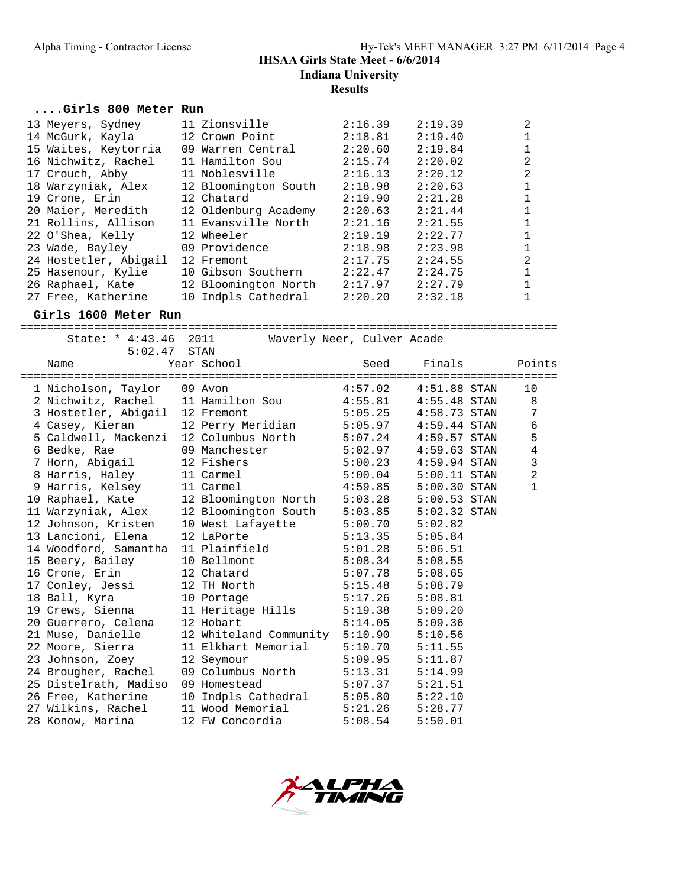IHSAA Girls State Meet - 6/6/2014
Indiana University
Results

### ....Girls 800 Meter Run

| Place | Name | Year | School | Seed | Finals | Heat |
|---|---|---|---|---|---|---|
| 13 | Meyers, Sydney | 11 | Zionsville | 2:16.39 | 2:19.39 | 2 |
| 14 | McGurk, Kayla | 12 | Crown Point | 2:18.81 | 2:19.40 | 1 |
| 15 | Waites, Keytorria | 09 | Warren Central | 2:20.60 | 2:19.84 | 1 |
| 16 | Nichwitz, Rachel | 11 | Hamilton Sou | 2:15.74 | 2:20.02 | 2 |
| 17 | Crouch, Abby | 11 | Noblesville | 2:16.13 | 2:20.12 | 2 |
| 18 | Warzyniak, Alex | 12 | Bloomington South | 2:18.98 | 2:20.63 | 1 |
| 19 | Crone, Erin | 12 | Chatard | 2:19.90 | 2:21.28 | 1 |
| 20 | Maier, Meredith | 12 | Oldenburg Academy | 2:20.63 | 2:21.44 | 1 |
| 21 | Rollins, Allison | 11 | Evansville North | 2:21.16 | 2:21.55 | 1 |
| 22 | O'Shea, Kelly | 12 | Wheeler | 2:19.19 | 2:22.77 | 1 |
| 23 | Wade, Bayley | 09 | Providence | 2:18.98 | 2:23.98 | 1 |
| 24 | Hostetler, Abigail | 12 | Fremont | 2:17.75 | 2:24.55 | 2 |
| 25 | Hasenour, Kylie | 10 | Gibson Southern | 2:22.47 | 2:24.75 | 1 |
| 26 | Raphael, Kate | 12 | Bloomington North | 2:17.97 | 2:27.79 | 1 |
| 27 | Free, Katherine | 10 | Indpls Cathedral | 2:20.20 | 2:32.18 | 1 |

### Girls 1600 Meter Run

State: * 4:43.46 2011 Waverly Neer, Culver Acade
5:02.47 STAN

| Place | Name | Year | School | Seed | Finals | | Points |
|---|---|---|---|---|---|---|---|
| 1 | Nicholson, Taylor | 09 | Avon | 4:57.02 | 4:51.88 | STAN | 10 |
| 2 | Nichwitz, Rachel | 11 | Hamilton Sou | 4:55.81 | 4:55.48 | STAN | 8 |
| 3 | Hostetler, Abigail | 12 | Fremont | 5:05.25 | 4:58.73 | STAN | 7 |
| 4 | Casey, Kieran | 12 | Perry Meridian | 5:05.97 | 4:59.44 | STAN | 6 |
| 5 | Caldwell, Mackenzi | 12 | Columbus North | 5:07.24 | 4:59.57 | STAN | 5 |
| 6 | Bedke, Rae | 09 | Manchester | 5:02.97 | 4:59.63 | STAN | 4 |
| 7 | Horn, Abigail | 12 | Fishers | 5:00.23 | 4:59.94 | STAN | 3 |
| 8 | Harris, Haley | 11 | Carmel | 5:00.04 | 5:00.11 | STAN | 2 |
| 9 | Harris, Kelsey | 11 | Carmel | 4:59.85 | 5:00.30 | STAN | 1 |
| 10 | Raphael, Kate | 12 | Bloomington North | 5:03.28 | 5:00.53 | STAN | |
| 11 | Warzyniak, Alex | 12 | Bloomington South | 5:03.85 | 5:02.32 | STAN | |
| 12 | Johnson, Kristen | 10 | West Lafayette | 5:00.70 | 5:02.82 | | |
| 13 | Lancioni, Elena | 12 | LaPorte | 5:13.35 | 5:05.84 | | |
| 14 | Woodford, Samantha | 11 | Plainfield | 5:01.28 | 5:06.51 | | |
| 15 | Beery, Bailey | 10 | Bellmont | 5:08.34 | 5:08.55 | | |
| 16 | Crone, Erin | 12 | Chatard | 5:07.78 | 5:08.65 | | |
| 17 | Conley, Jessi | 12 | TH North | 5:15.48 | 5:08.79 | | |
| 18 | Ball, Kyra | 10 | Portage | 5:17.26 | 5:08.81 | | |
| 19 | Crews, Sienna | 11 | Heritage Hills | 5:19.38 | 5:09.20 | | |
| 20 | Guerrero, Celena | 12 | Hobart | 5:14.05 | 5:09.36 | | |
| 21 | Muse, Danielle | 12 | Whiteland Community | 5:10.90 | 5:10.56 | | |
| 22 | Moore, Sierra | 11 | Elkhart Memorial | 5:10.70 | 5:11.55 | | |
| 23 | Johnson, Zoey | 12 | Seymour | 5:09.95 | 5:11.87 | | |
| 24 | Brougher, Rachel | 09 | Columbus North | 5:13.31 | 5:14.99 | | |
| 25 | Distelrath, Madiso | 09 | Homestead | 5:07.37 | 5:21.51 | | |
| 26 | Free, Katherine | 10 | Indpls Cathedral | 5:05.80 | 5:22.10 | | |
| 27 | Wilkins, Rachel | 11 | Wood Memorial | 5:21.26 | 5:28.77 | | |
| 28 | Konow, Marina | 12 | FW Concordia | 5:08.54 | 5:50.01 | | |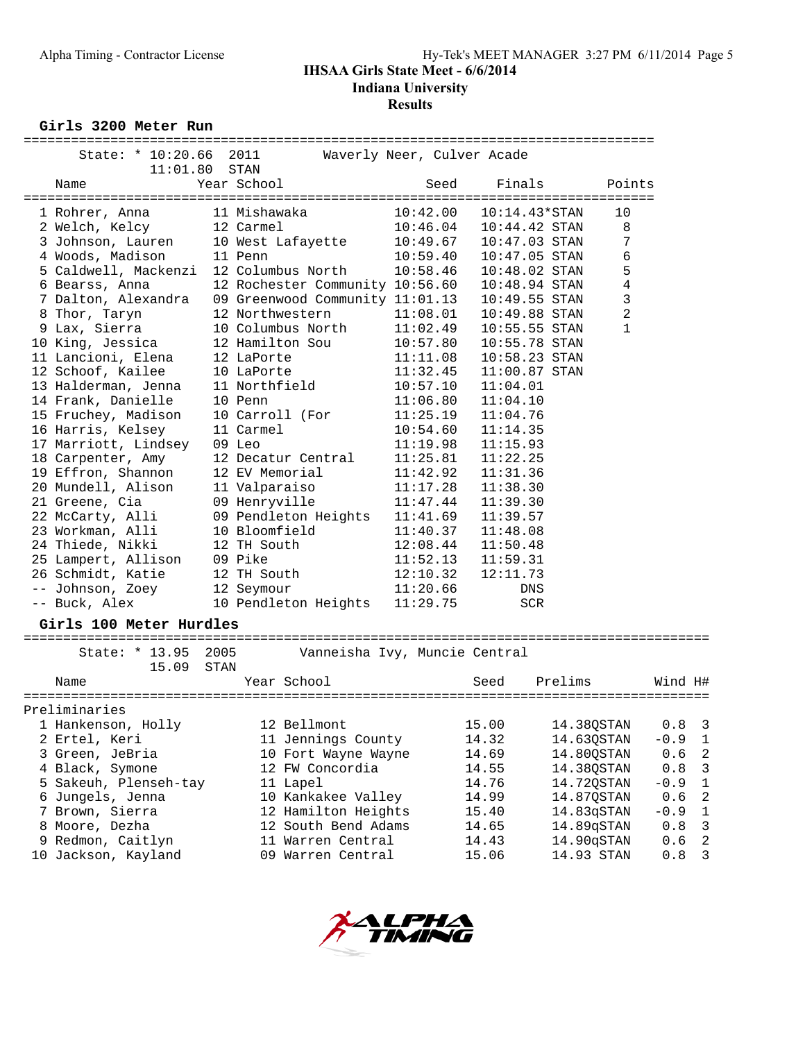IHSAA Girls State Meet - 6/6/2014
Indiana University
Results

## Girls 3200 Meter Run

State: * 10:20.66 2011 Waverly Neer, Culver Acade
11:01.80 STAN

| | Name | Year | School | Seed | Finals | | Points |
|---|---|---|---|---|---|---|---|
| 1 | Rohrer, Anna | 11 | Mishawaka | 10:42.00 | 10:14.43* | STAN | 10 |
| 2 | Welch, Kelcy | 12 | Carmel | 10:46.04 | 10:44.42 | STAN | 8 |
| 3 | Johnson, Lauren | 10 | West Lafayette | 10:49.67 | 10:47.03 | STAN | 7 |
| 4 | Woods, Madison | 11 | Penn | 10:59.40 | 10:47.05 | STAN | 6 |
| 5 | Caldwell, Mackenzi | 12 | Columbus North | 10:58.46 | 10:48.02 | STAN | 5 |
| 6 | Bearss, Anna | 12 | Rochester Community | 10:56.60 | 10:48.94 | STAN | 4 |
| 7 | Dalton, Alexandra | 09 | Greenwood Community | 11:01.13 | 10:49.55 | STAN | 3 |
| 8 | Thor, Taryn | 12 | Northwestern | 11:08.01 | 10:49.88 | STAN | 2 |
| 9 | Lax, Sierra | 10 | Columbus North | 11:02.49 | 10:55.55 | STAN | 1 |
| 10 | King, Jessica | 12 | Hamilton Sou | 10:57.80 | 10:55.78 | STAN | |
| 11 | Lancioni, Elena | 12 | LaPorte | 11:11.08 | 10:58.23 | STAN | |
| 12 | Schoof, Kailee | 10 | LaPorte | 11:32.45 | 11:00.87 | STAN | |
| 13 | Halderman, Jenna | 11 | Northfield | 10:57.10 | 11:04.01 | | |
| 14 | Frank, Danielle | 10 | Penn | 11:06.80 | 11:04.10 | | |
| 15 | Fruchey, Madison | 10 | Carroll (For | 11:25.19 | 11:04.76 | | |
| 16 | Harris, Kelsey | 11 | Carmel | 10:54.60 | 11:14.35 | | |
| 17 | Marriott, Lindsey | 09 | Leo | 11:19.98 | 11:15.93 | | |
| 18 | Carpenter, Amy | 12 | Decatur Central | 11:25.81 | 11:22.25 | | |
| 19 | Effron, Shannon | 12 | EV Memorial | 11:42.92 | 11:31.36 | | |
| 20 | Mundell, Alison | 11 | Valparaiso | 11:17.28 | 11:38.30 | | |
| 21 | Greene, Cia | 09 | Henryville | 11:47.44 | 11:39.30 | | |
| 22 | McCarty, Alli | 09 | Pendleton Heights | 11:41.69 | 11:39.57 | | |
| 23 | Workman, Alli | 10 | Bloomfield | 11:40.37 | 11:48.08 | | |
| 24 | Thiede, Nikki | 12 | TH South | 12:08.44 | 11:50.48 | | |
| 25 | Lampert, Allison | 09 | Pike | 11:52.13 | 11:59.31 | | |
| 26 | Schmidt, Katie | 12 | TH South | 12:10.32 | 12:11.73 | | |
| -- | Johnson, Zoey | 12 | Seymour | 11:20.66 | DNS | | |
| -- | Buck, Alex | 10 | Pendleton Heights | 11:29.75 | SCR | | |

## Girls 100 Meter Hurdles

State: * 13.95 2005 Vanneisha Ivy, Muncie Central
15.09 STAN

Preliminaries

| | Name | Year | School | Seed | Prelims | | Wind | H# |
|---|---|---|---|---|---|---|---|---|
| 1 | Hankenson, Holly | 12 | Bellmont | 15.00 | 14.38Q | STAN | 0.8 | 3 |
| 2 | Ertel, Keri | 11 | Jennings County | 14.32 | 14.63Q | STAN | -0.9 | 1 |
| 3 | Green, JeBria | 10 | Fort Wayne Wayne | 14.69 | 14.80Q | STAN | 0.6 | 2 |
| 4 | Black, Symone | 12 | FW Concordia | 14.55 | 14.38Q | STAN | 0.8 | 3 |
| 5 | Sakeuh, Plenseh-tay | 11 | Lapel | 14.76 | 14.72Q | STAN | -0.9 | 1 |
| 6 | Jungels, Jenna | 10 | Kankakee Valley | 14.99 | 14.87Q | STAN | 0.6 | 2 |
| 7 | Brown, Sierra | 12 | Hamilton Heights | 15.40 | 14.83q | STAN | -0.9 | 1 |
| 8 | Moore, Dezha | 12 | South Bend Adams | 14.65 | 14.89q | STAN | 0.8 | 3 |
| 9 | Redmon, Caitlyn | 11 | Warren Central | 14.43 | 14.90q | STAN | 0.6 | 2 |
| 10 | Jackson, Kayland | 09 | Warren Central | 15.06 | 14.93 | STAN | 0.8 | 3 |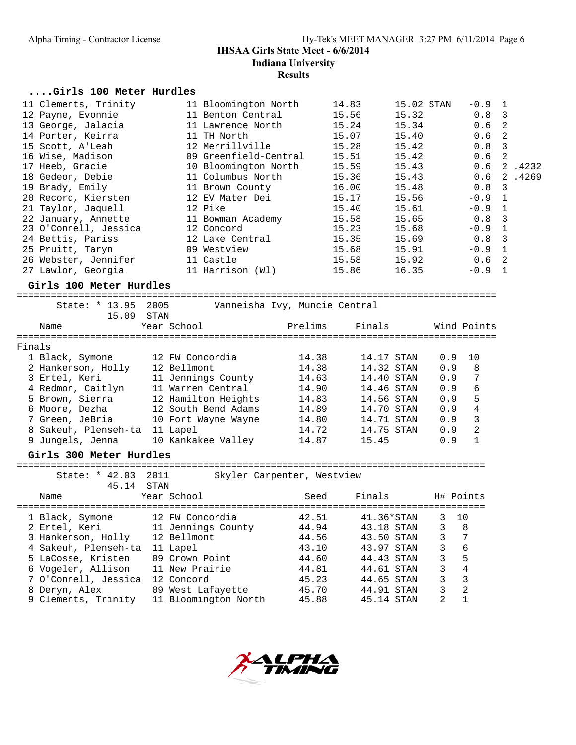## ....Girls 100 Meter Hurdles

| Place | Name | Year | School | Prelims | Finals | | Wind | H# | |
|---|---|---|---|---|---|---|---|---|---|
| 11 | Clements, Trinity | 11 | Bloomington North | 14.83 | 15.02 | STAN | -0.9 | 1 | |
| 12 | Payne, Evonnie | 11 | Benton Central | 15.56 | 15.32 | | 0.8 | 3 | |
| 13 | George, Jalacia | 11 | Lawrence North | 15.24 | 15.34 | | 0.6 | 2 | |
| 14 | Porter, Keirra | 11 | TH North | 15.07 | 15.40 | | 0.6 | 2 | |
| 15 | Scott, A'Leah | 12 | Merrillville | 15.28 | 15.42 | | 0.8 | 3 | |
| 16 | Wise, Madison | 09 | Greenfield-Central | 15.51 | 15.42 | | 0.6 | 2 | |
| 17 | Heeb, Gracie | 10 | Bloomington North | 15.59 | 15.43 | | 0.6 | 2 | .4232 |
| 18 | Gedeon, Debie | 11 | Columbus North | 15.36 | 15.43 | | 0.6 | 2 | .4269 |
| 19 | Brady, Emily | 11 | Brown County | 16.00 | 15.48 | | 0.8 | 3 | |
| 20 | Record, Kiersten | 12 | EV Mater Dei | 15.17 | 15.56 | | -0.9 | 1 | |
| 21 | Taylor, Jaquell | 12 | Pike | 15.40 | 15.61 | | -0.9 | 1 | |
| 22 | January, Annette | 11 | Bowman Academy | 15.58 | 15.65 | | 0.8 | 3 | |
| 23 | O'Connell, Jessica | 12 | Concord | 15.23 | 15.68 | | -0.9 | 1 | |
| 24 | Bettis, Pariss | 12 | Lake Central | 15.35 | 15.69 | | 0.8 | 3 | |
| 25 | Pruitt, Taryn | 09 | Westview | 15.68 | 15.91 | | -0.9 | 1 | |
| 26 | Webster, Jennifer | 11 | Castle | 15.58 | 15.92 | | 0.6 | 2 | |
| 27 | Lawlor, Georgia | 11 | Harrison (Wl) | 15.86 | 16.35 | | -0.9 | 1 | |

## Girls 100 Meter Hurdles

State: * 13.95 2005 Vanneisha Ivy, Muncie Central
15.09 STAN

Finals

| Place | Name | Year | School | Prelims | Finals | | Wind | Points |
|---|---|---|---|---|---|---|---|---|
| 1 | Black, Symone | 12 | FW Concordia | 14.38 | 14.17 | STAN | 0.9 | 10 |
| 2 | Hankenson, Holly | 12 | Bellmont | 14.38 | 14.32 | STAN | 0.9 | 8 |
| 3 | Ertel, Keri | 11 | Jennings County | 14.63 | 14.40 | STAN | 0.9 | 7 |
| 4 | Redmon, Caitlyn | 11 | Warren Central | 14.90 | 14.46 | STAN | 0.9 | 6 |
| 5 | Brown, Sierra | 12 | Hamilton Heights | 14.83 | 14.56 | STAN | 0.9 | 5 |
| 6 | Moore, Dezha | 12 | South Bend Adams | 14.89 | 14.70 | STAN | 0.9 | 4 |
| 7 | Green, JeBria | 10 | Fort Wayne Wayne | 14.80 | 14.71 | STAN | 0.9 | 3 |
| 8 | Sakeuh, Plenseh-ta | 11 | Lapel | 14.72 | 14.75 | STAN | 0.9 | 2 |
| 9 | Jungels, Jenna | 10 | Kankakee Valley | 14.87 | 15.45 | | 0.9 | 1 |

## Girls 300 Meter Hurdles

State: * 42.03 2011 Skyler Carpenter, Westview
45.14 STAN

| Place | Name | Year | School | Seed | Finals | | H# | Points |
|---|---|---|---|---|---|---|---|---|
| 1 | Black, Symone | 12 | FW Concordia | 42.51 | 41.36* | STAN | 3 | 10 |
| 2 | Ertel, Keri | 11 | Jennings County | 44.94 | 43.18 | STAN | 3 | 8 |
| 3 | Hankenson, Holly | 12 | Bellmont | 44.56 | 43.50 | STAN | 3 | 7 |
| 4 | Sakeuh, Plenseh-ta | 11 | Lapel | 43.10 | 43.97 | STAN | 3 | 6 |
| 5 | LaCosse, Kristen | 09 | Crown Point | 44.60 | 44.43 | STAN | 3 | 5 |
| 6 | Vogeler, Allison | 11 | New Prairie | 44.81 | 44.61 | STAN | 3 | 4 |
| 7 | O'Connell, Jessica | 12 | Concord | 45.23 | 44.65 | STAN | 3 | 3 |
| 8 | Deryn, Alex | 09 | West Lafayette | 45.70 | 44.91 | STAN | 3 | 2 |
| 9 | Clements, Trinity | 11 | Bloomington North | 45.88 | 45.14 | STAN | 2 | 1 |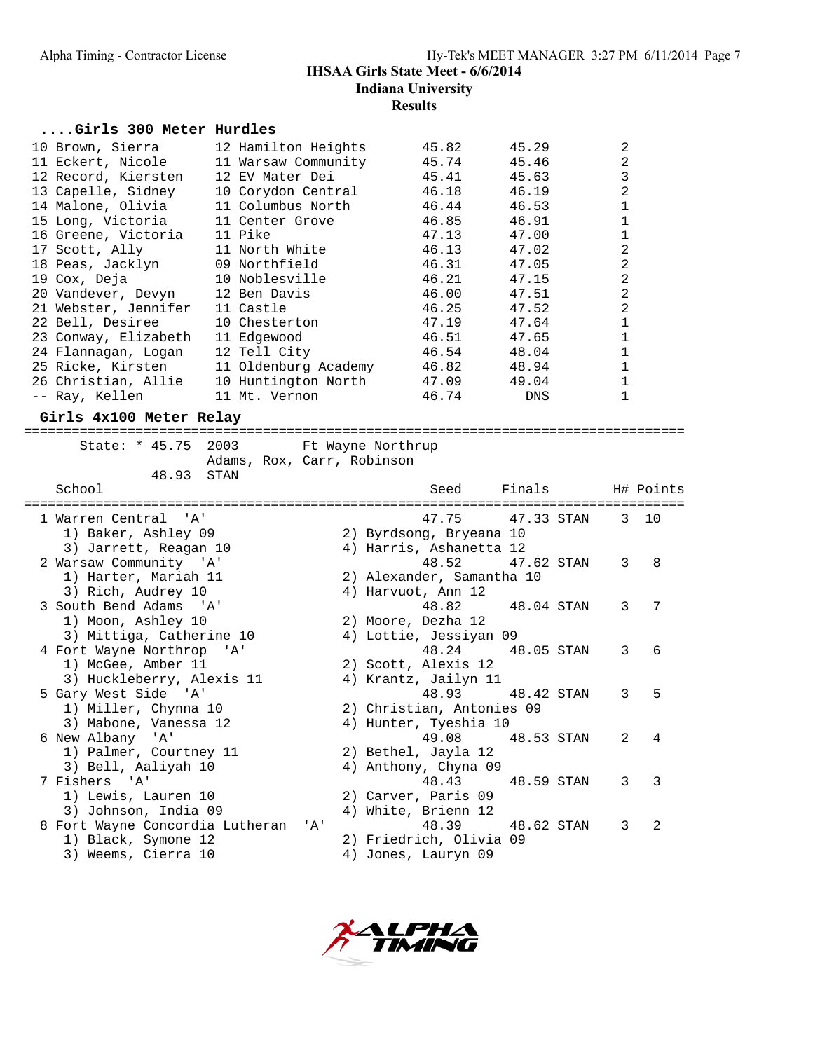IHSAA Girls State Meet - 6/6/2014

Indiana University

Results

## ....Girls 300 Meter Hurdles

| Place | Name | Yr | School | Seed | Finals | H# |
|---|---|---|---|---|---|---|
| 10 | Brown, Sierra | 12 | Hamilton Heights | 45.82 | 45.29 | 2 |
| 11 | Eckert, Nicole | 11 | Warsaw Community | 45.74 | 45.46 | 2 |
| 12 | Record, Kiersten | 12 | EV Mater Dei | 45.41 | 45.63 | 3 |
| 13 | Capelle, Sidney | 10 | Corydon Central | 46.18 | 46.19 | 2 |
| 14 | Malone, Olivia | 11 | Columbus North | 46.44 | 46.53 | 1 |
| 15 | Long, Victoria | 11 | Center Grove | 46.85 | 46.91 | 1 |
| 16 | Greene, Victoria | 11 | Pike | 47.13 | 47.00 | 1 |
| 17 | Scott, Ally | 11 | North White | 46.13 | 47.02 | 2 |
| 18 | Peas, Jacklyn | 09 | Northfield | 46.31 | 47.05 | 2 |
| 19 | Cox, Deja | 10 | Noblesville | 46.21 | 47.15 | 2 |
| 20 | Vandever, Devyn | 12 | Ben Davis | 46.00 | 47.51 | 2 |
| 21 | Webster, Jennifer | 11 | Castle | 46.25 | 47.52 | 2 |
| 22 | Bell, Desiree | 10 | Chesterton | 47.19 | 47.64 | 1 |
| 23 | Conway, Elizabeth | 11 | Edgewood | 46.51 | 47.65 | 1 |
| 24 | Flannagan, Logan | 12 | Tell City | 46.54 | 48.04 | 1 |
| 25 | Ricke, Kirsten | 11 | Oldenburg Academy | 46.82 | 48.94 | 1 |
| 26 | Christian, Allie | 10 | Huntington North | 47.09 | 49.04 | 1 |
| -- | Ray, Kellen | 11 | Mt. Vernon | 46.74 | DNS | 1 |

## Girls 4x100 Meter Relay

State: * 45.75 2003 Ft Wayne Northrup
Adams, Rox, Carr, Robinson

48.93 STAN

| Place | School | Seed | Finals | | H# | Points |
|---|---|---|---|---|---|---|
| 1 | Warren Central 'A' | 47.75 | 47.33 | STAN | 3 | 10 |
| | 1) Baker, Ashley 09; 2) Byrdsong, Bryeana 10; 3) Jarrett, Reagan 10; 4) Harris, Ashanetta 12 | | | | | |
| 2 | Warsaw Community 'A' | 48.52 | 47.62 | STAN | 3 | 8 |
| | 1) Harter, Mariah 11; 2) Alexander, Samantha 10; 3) Rich, Audrey 10; 4) Harvuot, Ann 12 | | | | | |
| 3 | South Bend Adams 'A' | 48.82 | 48.04 | STAN | 3 | 7 |
| | 1) Moon, Ashley 10; 2) Moore, Dezha 12; 3) Mittiga, Catherine 10; 4) Lottie, Jessiyan 09 | | | | | |
| 4 | Fort Wayne Northrop 'A' | 48.24 | 48.05 | STAN | 3 | 6 |
| | 1) McGee, Amber 11; 2) Scott, Alexis 12; 3) Huckleberry, Alexis 11; 4) Krantz, Jailyn 11 | | | | | |
| 5 | Gary West Side 'A' | 48.93 | 48.42 | STAN | 3 | 5 |
| | 1) Miller, Chynna 10; 2) Christian, Antonies 09; 3) Mabone, Vanessa 12; 4) Hunter, Tyeshia 10 | | | | | |
| 6 | New Albany 'A' | 49.08 | 48.53 | STAN | 2 | 4 |
| | 1) Palmer, Courtney 11; 2) Bethel, Jayla 12; 3) Bell, Aaliyah 10; 4) Anthony, Chyna 09 | | | | | |
| 7 | Fishers 'A' | 48.43 | 48.59 | STAN | 3 | 3 |
| | 1) Lewis, Lauren 10; 2) Carver, Paris 09; 3) Johnson, India 09; 4) White, Brienn 12 | | | | | |
| 8 | Fort Wayne Concordia Lutheran 'A' | 48.39 | 48.62 | STAN | 3 | 2 |
| | 1) Black, Symone 12; 2) Friedrich, Olivia 09; 3) Weems, Cierra 10; 4) Jones, Lauryn 09 | | | | | |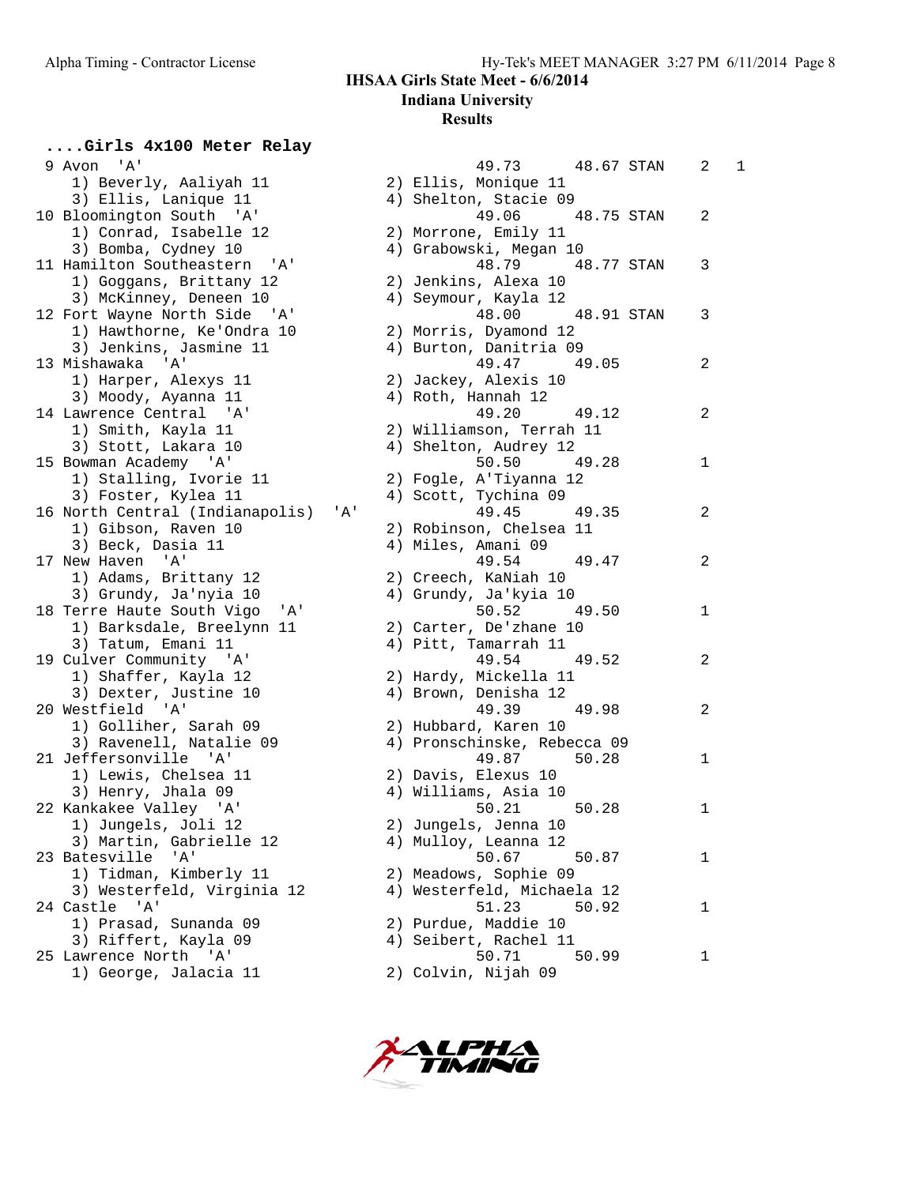IHSAA Girls State Meet - 6/6/2014

Indiana University

Results

**....Girls 4x100 Meter Relay**

```
 9 Avon  'A'                                    49.73     48.67 STAN    2   1
    1) Beverly, Aaliyah 11             2) Ellis, Monique 11
    3) Ellis, Lanique 11               4) Shelton, Stacie 09
10 Bloomington South  'A'                       49.06     48.75 STAN    2
    1) Conrad, Isabelle 12             2) Morrone, Emily 11
    3) Bomba, Cydney 10                4) Grabowski, Megan 10
11 Hamilton Southeastern  'A'                   48.79     48.77 STAN    3
    1) Goggans, Brittany 12            2) Jenkins, Alexa 10
    3) McKinney, Deneen 10             4) Seymour, Kayla 12
12 Fort Wayne North Side  'A'                   48.00     48.91 STAN    3
    1) Hawthorne, Ke'Ondra 10          2) Morris, Dyamond 12
    3) Jenkins, Jasmine 11             4) Burton, Danitria 09
13 Mishawaka  'A'                               49.47     49.05         2
    1) Harper, Alexys 11               2) Jackey, Alexis 10
    3) Moody, Ayanna 11                4) Roth, Hannah 12
14 Lawrence Central  'A'                        49.20     49.12         2
    1) Smith, Kayla 11                 2) Williamson, Terrah 11
    3) Stott, Lakara 10                4) Shelton, Audrey 12
15 Bowman Academy  'A'                          50.50     49.28         1
    1) Stalling, Ivorie 11             2) Fogle, A'Tiyanna 12
    3) Foster, Kylea 11                4) Scott, Tychina 09
16 North Central (Indianapolis)  'A'            49.45     49.35         2
    1) Gibson, Raven 10                2) Robinson, Chelsea 11
    3) Beck, Dasia 11                  4) Miles, Amani 09
17 New Haven  'A'                               49.54     49.47         2
    1) Adams, Brittany 12              2) Creech, KaNiah 10
    3) Grundy, Ja'nyia 10              4) Grundy, Ja'kyia 10
18 Terre Haute South Vigo  'A'                  50.52     49.50         1
    1) Barksdale, Breelynn 11          2) Carter, De'zhane 10
    3) Tatum, Emani 11                 4) Pitt, Tamarrah 11
19 Culver Community  'A'                        49.54     49.52         2
    1) Shaffer, Kayla 12               2) Hardy, Mickella 11
    3) Dexter, Justine 10              4) Brown, Denisha 12
20 Westfield  'A'                               49.39     49.98         2
    1) Golliher, Sarah 09              2) Hubbard, Karen 10
    3) Ravenell, Natalie 09            4) Pronschinske, Rebecca 09
21 Jeffersonville  'A'                          49.87     50.28         1
    1) Lewis, Chelsea 11               2) Davis, Elexus 10
    3) Henry, Jhala 09                 4) Williams, Asia 10
22 Kankakee Valley  'A'                         50.21     50.28         1
    1) Jungels, Joli 12                2) Jungels, Jenna 10
    3) Martin, Gabrielle 12            4) Mulloy, Leanna 12
23 Batesville  'A'                              50.67     50.87         1
    1) Tidman, Kimberly 11             2) Meadows, Sophie 09
    3) Westerfeld, Virginia 12         4) Westerfeld, Michaela 12
24 Castle  'A'                                  51.23     50.92         1
    1) Prasad, Sunanda 09              2) Purdue, Maddie 10
    3) Riffert, Kayla 09               4) Seibert, Rachel 11
25 Lawrence North  'A'                          50.71     50.99         1
    1) George, Jalacia 11              2) Colvin, Nijah 09
```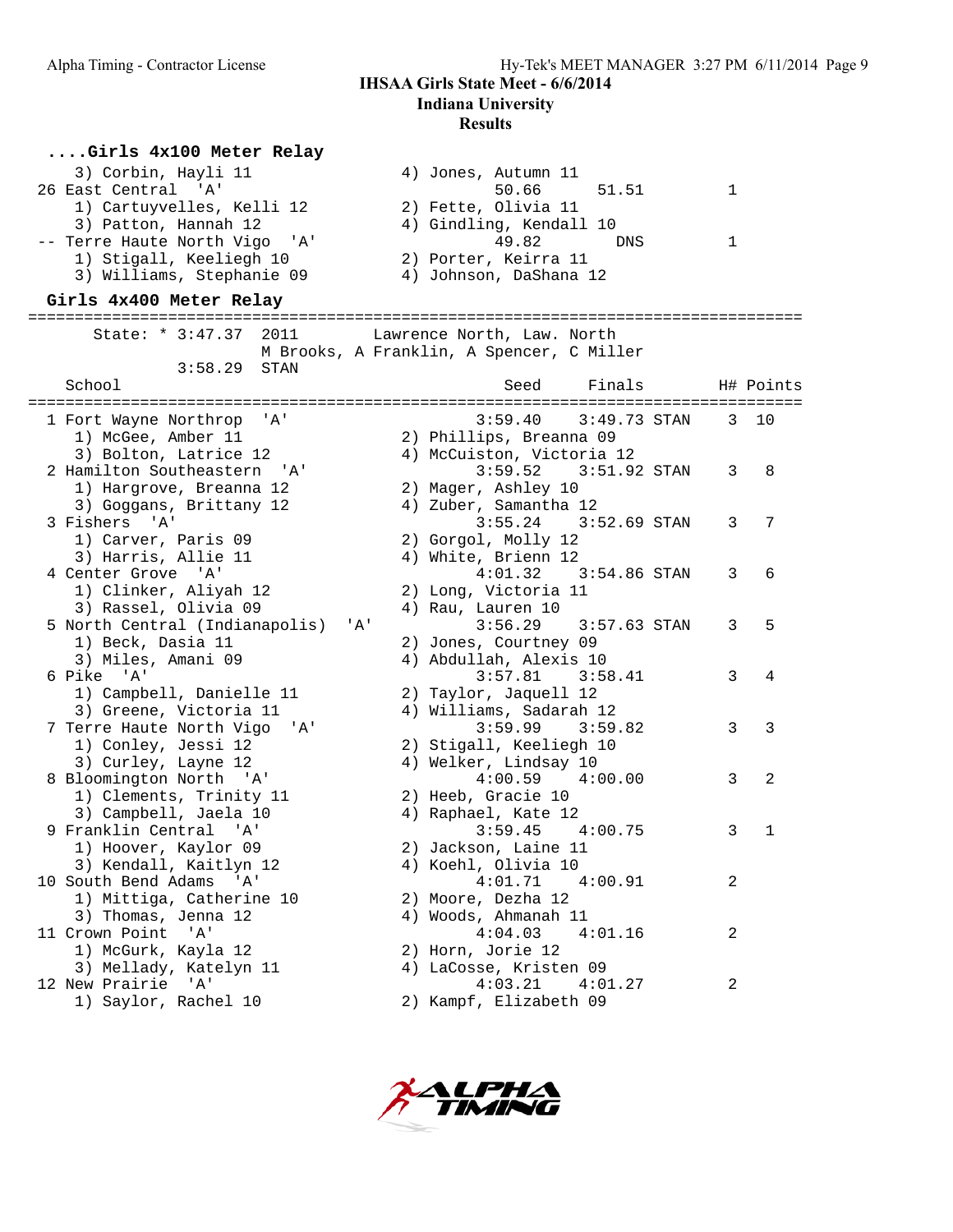**IHSAA Girls State Meet - 6/6/2014**
**Indiana University**
**Results**

### ....Girls 4x100 Meter Relay

```
    3) Corbin, Hayli 11                4) Jones, Autumn 11
 26 East Central  'A'                          50.66        51.51          1
    1) Cartuyvelles, Kelli 12          2) Fette, Olivia 11
    3) Patton, Hannah 12               4) Gindling, Kendall 10
 -- Terre Haute North Vigo  'A'                49.82          DNS          1
    1) Stigall, Keeliegh 10            2) Porter, Keirra 11
    3) Williams, Stephanie 09          4) Johnson, DaShana 12
```

### Girls 4x400 Meter Relay

```
===================================================================================
       State: * 3:47.37  2011        Lawrence North, Law. North
                         M Brooks, A Franklin, A Spencer, C Miller
             3:58.29  STAN
    School                                       Seed     Finals        H# Points
===================================================================================
  1 Fort Wayne Northrop  'A'                    3:59.40    3:49.73 STAN   3  10
    1) McGee, Amber 11                 2) Phillips, Breanna 09
    3) Bolton, Latrice 12              4) McCuiston, Victoria 12
  2 Hamilton Southeastern  'A'                  3:59.52    3:51.92 STAN   3   8
    1) Hargrove, Breanna 12            2) Mager, Ashley 10
    3) Goggans, Brittany 12            4) Zuber, Samantha 12
  3 Fishers  'A'                                3:55.24    3:52.69 STAN   3   7
    1) Carver, Paris 09                2) Gorgol, Molly 12
    3) Harris, Allie 11                4) White, Brienn 12
  4 Center Grove  'A'                           4:01.32    3:54.86 STAN   3   6
    1) Clinker, Aliyah 12              2) Long, Victoria 11
    3) Rassel, Olivia 09               4) Rau, Lauren 10
  5 North Central (Indianapolis)  'A'           3:56.29    3:57.63 STAN   3   5
    1) Beck, Dasia 11                  2) Jones, Courtney 09
    3) Miles, Amani 09                 4) Abdullah, Alexis 10
  6 Pike  'A'                                   3:57.81    3:58.41        3   4
    1) Campbell, Danielle 11           2) Taylor, Jaquell 12
    3) Greene, Victoria 11             4) Williams, Sadarah 12
  7 Terre Haute North Vigo  'A'                 3:59.99    3:59.82        3   3
    1) Conley, Jessi 12                2) Stigall, Keeliegh 10
    3) Curley, Layne 12                4) Welker, Lindsay 10
  8 Bloomington North  'A'                      4:00.59    4:00.00        3   2
    1) Clements, Trinity 11            2) Heeb, Gracie 10
    3) Campbell, Jaela 10              4) Raphael, Kate 12
  9 Franklin Central  'A'                       3:59.45    4:00.75        3   1
    1) Hoover, Kaylor 09               2) Jackson, Laine 11
    3) Kendall, Kaitlyn 12             4) Koehl, Olivia 10
 10 South Bend Adams  'A'                       4:01.71    4:00.91        2
    1) Mittiga, Catherine 10           2) Moore, Dezha 12
    3) Thomas, Jenna 12                4) Woods, Ahmanah 11
 11 Crown Point  'A'                            4:04.03    4:01.16        2
    1) McGurk, Kayla 12                2) Horn, Jorie 12
    3) Mellady, Katelyn 11             4) LaCosse, Kristen 09
 12 New Prairie  'A'                            4:03.21    4:01.27        2
    1) Saylor, Rachel 10               2) Kampf, Elizabeth 09
```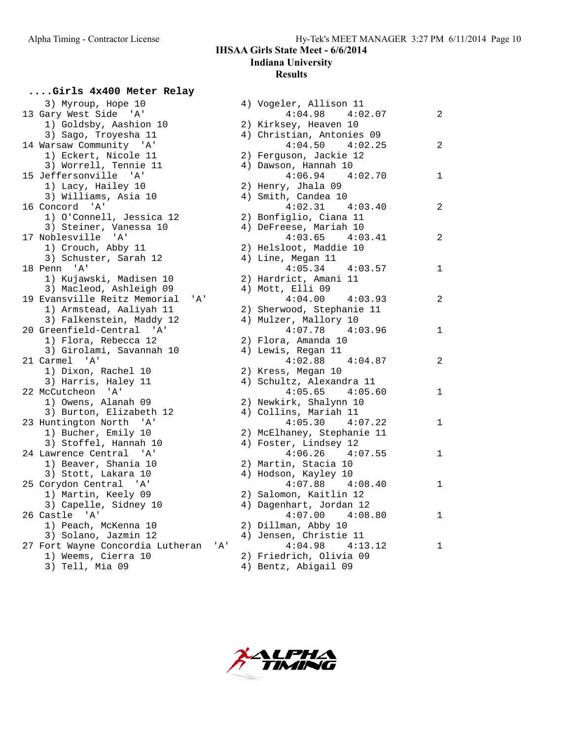IHSAA Girls State Meet - 6/6/2014

Indiana University

Results

#### ....Girls 4x400 Meter Relay

```
    3) Myroup, Hope 10                  4) Vogeler, Allison 11
13 Gary West Side  'A'                        4:04.98    4:02.07          2
    1) Goldsby, Aashion 10              2) Kirksey, Heaven 10
    3) Sago, Troyesha 11                4) Christian, Antonies 09
14 Warsaw Community  'A'                      4:04.50    4:02.25          2
    1) Eckert, Nicole 11                2) Ferguson, Jackie 12
    3) Worrell, Tennie 11               4) Dawson, Hannah 10
15 Jeffersonville  'A'                        4:06.94    4:02.70          1
    1) Lacy, Hailey 10                  2) Henry, Jhala 09
    3) Williams, Asia 10                4) Smith, Candea 10
16 Concord  'A'                               4:02.31    4:03.40          2
    1) O'Connell, Jessica 12            2) Bonfiglio, Ciana 11
    3) Steiner, Vanessa 10              4) DeFreese, Mariah 10
17 Noblesville  'A'                           4:03.65    4:03.41          2
    1) Crouch, Abby 11                  2) Helsloot, Maddie 10
    3) Schuster, Sarah 12               4) Line, Megan 11
18 Penn  'A'                                  4:05.34    4:03.57          1
    1) Kujawski, Madisen 10             2) Hardrict, Amani 11
    3) Macleod, Ashleigh 09             4) Mott, Elli 09
19 Evansville Reitz Memorial  'A'             4:04.00    4:03.93          2
    1) Armstead, Aaliyah 11             2) Sherwood, Stephanie 11
    3) Falkenstein, Maddy 12            4) Mulzer, Mallory 10
20 Greenfield-Central  'A'                    4:07.78    4:03.96          1
    1) Flora, Rebecca 12                2) Flora, Amanda 10
    3) Girolami, Savannah 10            4) Lewis, Regan 11
21 Carmel  'A'                                4:02.88    4:04.87          2
    1) Dixon, Rachel 10                 2) Kress, Megan 10
    3) Harris, Haley 11                 4) Schultz, Alexandra 11
22 McCutcheon  'A'                            4:05.65    4:05.60          1
    1) Owens, Alanah 09                 2) Newkirk, Shalynn 10
    3) Burton, Elizabeth 12             4) Collins, Mariah 11
23 Huntington North  'A'                      4:05.30    4:07.22          1
    1) Bucher, Emily 10                 2) McElhaney, Stephanie 11
    3) Stoffel, Hannah 10               4) Foster, Lindsey 12
24 Lawrence Central  'A'                      4:06.26    4:07.55          1
    1) Beaver, Shania 10                2) Martin, Stacia 10
    3) Stott, Lakara 10                 4) Hodson, Kayley 10
25 Corydon Central  'A'                       4:07.88    4:08.40          1
    1) Martin, Keely 09                 2) Salomon, Kaitlin 12
    3) Capelle, Sidney 10               4) Dagenhart, Jordan 12
26 Castle  'A'                                4:07.00    4:08.80          1
    1) Peach, McKenna 10                2) Dillman, Abby 10
    3) Solano, Jazmin 12                4) Jensen, Christie 11
27 Fort Wayne Concordia Lutheran  'A'         4:04.98    4:13.12          1
    1) Weems, Cierra 10                 2) Friedrich, Olivia 09
    3) Tell, Mia 09                     4) Bentz, Abigail 09
```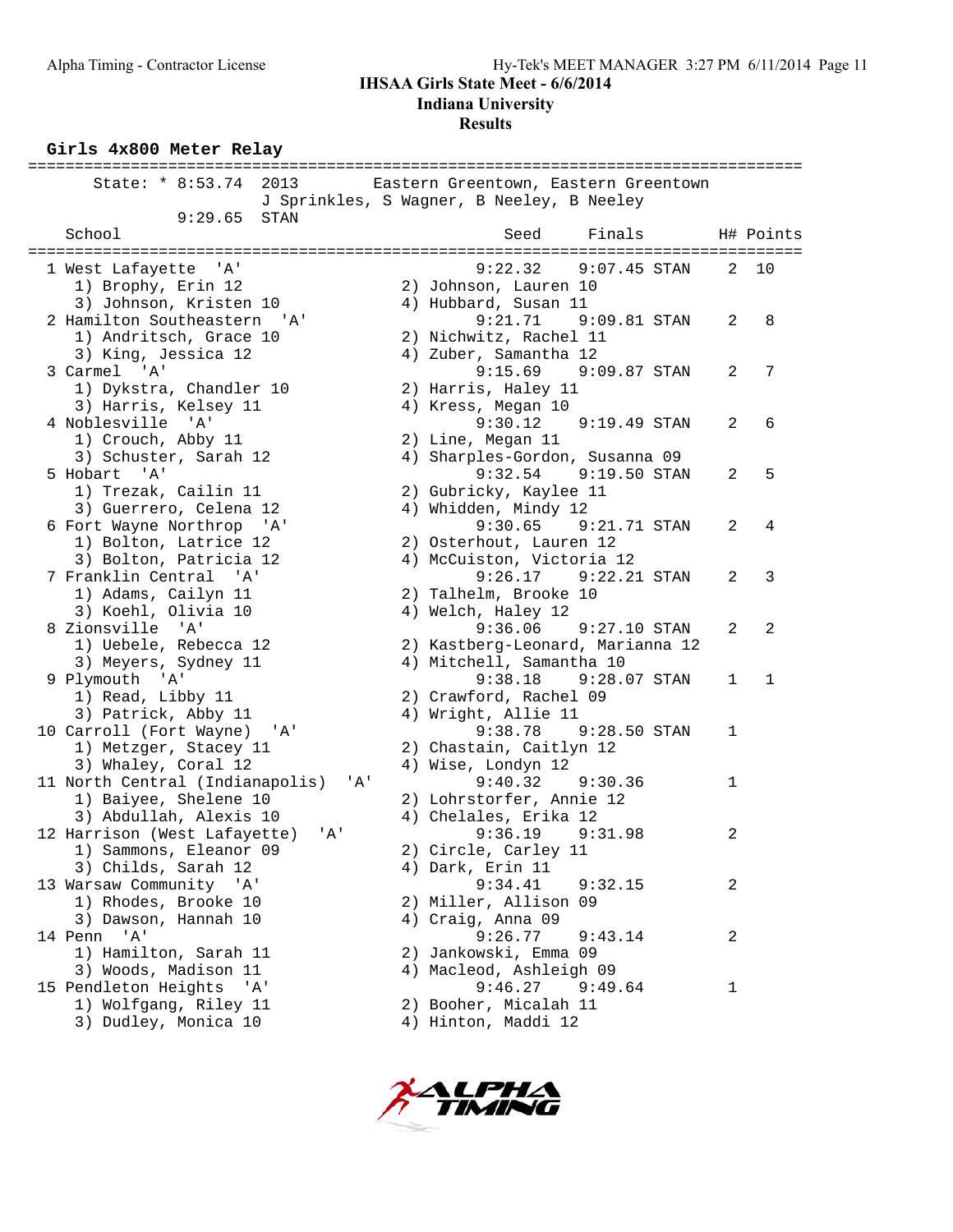# IHSAA Girls State Meet - 6/6/2014

## Indiana University

### Results

**Girls 4x800 Meter Relay**

State: * 8:53.74 2013 Eastern Greentown, Eastern Greentown
J Sprinkles, S Wagner, B Neeley, B Neeley
9:29.65 STAN

| Place | School | Seed | Finals | | H# | Points |
|---|---|---|---|---|---|---|
| 1 | West Lafayette 'A' | 9:22.32 | 9:07.45 | STAN | 2 | 10 |
| | 1) Brophy, Erin 12; 2) Johnson, Lauren 10; 3) Johnson, Kristen 10; 4) Hubbard, Susan 11 | | | | | |
| 2 | Hamilton Southeastern 'A' | 9:21.71 | 9:09.81 | STAN | 2 | 8 |
| | 1) Andritsch, Grace 10; 2) Nichwitz, Rachel 11; 3) King, Jessica 12; 4) Zuber, Samantha 12 | | | | | |
| 3 | Carmel 'A' | 9:15.69 | 9:09.87 | STAN | 2 | 7 |
| | 1) Dykstra, Chandler 10; 2) Harris, Haley 11; 3) Harris, Kelsey 11; 4) Kress, Megan 10 | | | | | |
| 4 | Noblesville 'A' | 9:30.12 | 9:19.49 | STAN | 2 | 6 |
| | 1) Crouch, Abby 11; 2) Line, Megan 11; 3) Schuster, Sarah 12; 4) Sharples-Gordon, Susanna 09 | | | | | |
| 5 | Hobart 'A' | 9:32.54 | 9:19.50 | STAN | 2 | 5 |
| | 1) Trezak, Cailin 11; 2) Gubricky, Kaylee 11; 3) Guerrero, Celena 12; 4) Whidden, Mindy 12 | | | | | |
| 6 | Fort Wayne Northrop 'A' | 9:30.65 | 9:21.71 | STAN | 2 | 4 |
| | 1) Bolton, Latrice 12; 2) Osterhout, Lauren 12; 3) Bolton, Patricia 12; 4) McCuiston, Victoria 12 | | | | | |
| 7 | Franklin Central 'A' | 9:26.17 | 9:22.21 | STAN | 2 | 3 |
| | 1) Adams, Cailyn 11; 2) Talhelm, Brooke 10; 3) Koehl, Olivia 10; 4) Welch, Haley 12 | | | | | |
| 8 | Zionsville 'A' | 9:36.06 | 9:27.10 | STAN | 2 | 2 |
| | 1) Uebele, Rebecca 12; 2) Kastberg-Leonard, Marianna 12; 3) Meyers, Sydney 11; 4) Mitchell, Samantha 10 | | | | | |
| 9 | Plymouth 'A' | 9:38.18 | 9:28.07 | STAN | 1 | 1 |
| | 1) Read, Libby 11; 2) Crawford, Rachel 09; 3) Patrick, Abby 11; 4) Wright, Allie 11 | | | | | |
| 10 | Carroll (Fort Wayne) 'A' | 9:38.78 | 9:28.50 | STAN | 1 | |
| | 1) Metzger, Stacey 11; 2) Chastain, Caitlyn 12; 3) Whaley, Coral 12; 4) Wise, Londyn 12 | | | | | |
| 11 | North Central (Indianapolis) 'A' | 9:40.32 | 9:30.36 | | 1 | |
| | 1) Baiyee, Shelene 10; 2) Lohrstorfer, Annie 12; 3) Abdullah, Alexis 10; 4) Chelales, Erika 12 | | | | | |
| 12 | Harrison (West Lafayette) 'A' | 9:36.19 | 9:31.98 | | 2 | |
| | 1) Sammons, Eleanor 09; 2) Circle, Carley 11; 3) Childs, Sarah 12; 4) Dark, Erin 11 | | | | | |
| 13 | Warsaw Community 'A' | 9:34.41 | 9:32.15 | | 2 | |
| | 1) Rhodes, Brooke 10; 2) Miller, Allison 09; 3) Dawson, Hannah 10; 4) Craig, Anna 09 | | | | | |
| 14 | Penn 'A' | 9:26.77 | 9:43.14 | | 2 | |
| | 1) Hamilton, Sarah 11; 2) Jankowski, Emma 09; 3) Woods, Madison 11; 4) Macleod, Ashleigh 09 | | | | | |
| 15 | Pendleton Heights 'A' | 9:46.27 | 9:49.64 | | 1 | |
| | 1) Wolfgang, Riley 11; 2) Booher, Micalah 11; 3) Dudley, Monica 10; 4) Hinton, Maddi 12 | | | | | |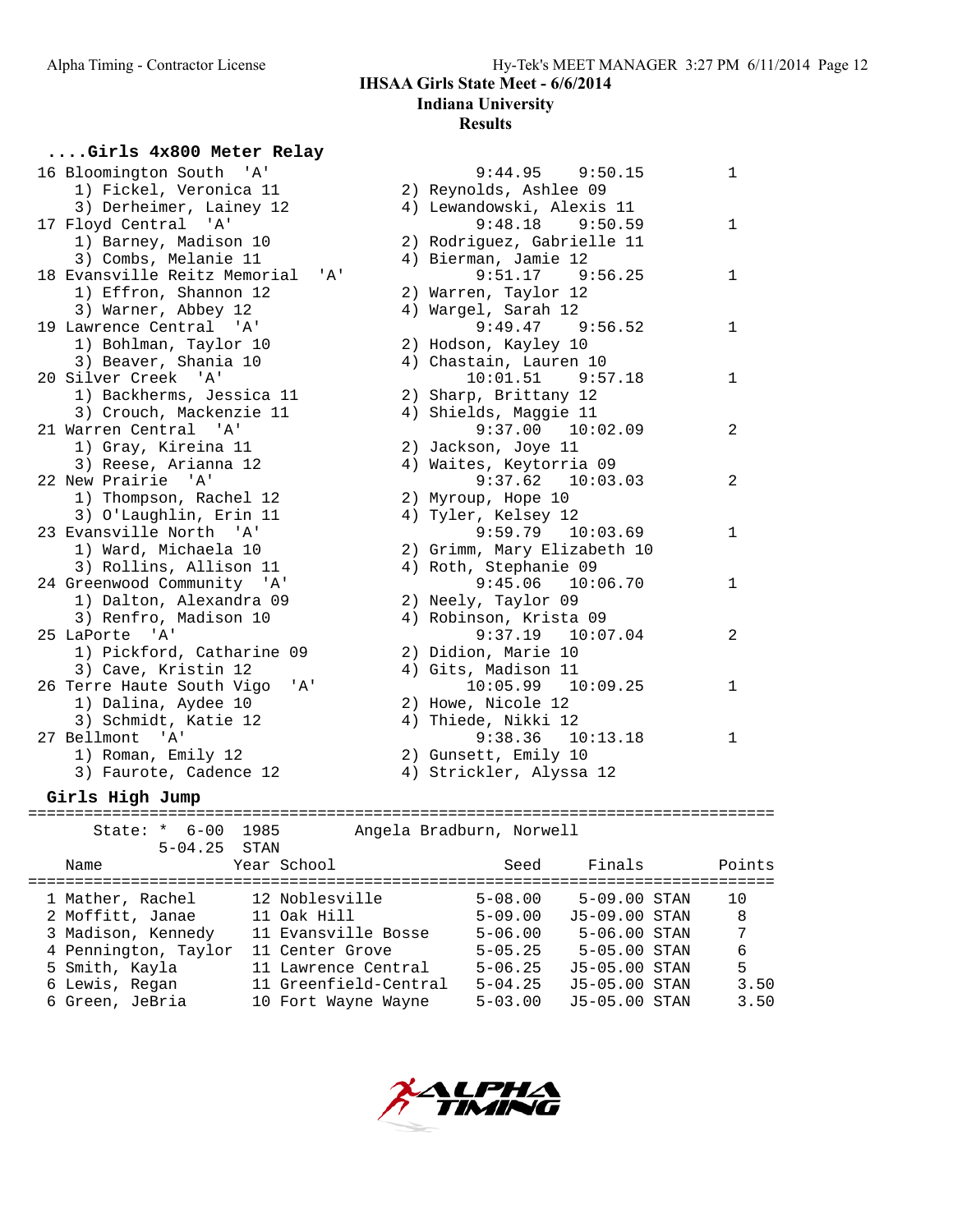IHSAA Girls State Meet - 6/6/2014

Indiana University

Results

## ....Girls 4x800 Meter Relay

| Place | Team | Seed | Finals | Heat |
|---|---|---|---|---|
| 16 | Bloomington South 'A' | 9:44.95 | 9:50.15 | 1 |
| | 1) Fickel, Veronica 11; 2) Reynolds, Ashlee 09; 3) Derheimer, Lainey 12; 4) Lewandowski, Alexis 11 | | | |
| 17 | Floyd Central 'A' | 9:48.18 | 9:50.59 | 1 |
| | 1) Barney, Madison 10; 2) Rodriguez, Gabrielle 11; 3) Combs, Melanie 11; 4) Bierman, Jamie 12 | | | |
| 18 | Evansville Reitz Memorial 'A' | 9:51.17 | 9:56.25 | 1 |
| | 1) Effron, Shannon 12; 2) Warren, Taylor 12; 3) Warner, Abbey 12; 4) Wargel, Sarah 12 | | | |
| 19 | Lawrence Central 'A' | 9:49.47 | 9:56.52 | 1 |
| | 1) Bohlman, Taylor 10; 2) Hodson, Kayley 10; 3) Beaver, Shania 10; 4) Chastain, Lauren 10 | | | |
| 20 | Silver Creek 'A' | 10:01.51 | 9:57.18 | 1 |
| | 1) Backherms, Jessica 11; 2) Sharp, Brittany 12; 3) Crouch, Mackenzie 11; 4) Shields, Maggie 11 | | | |
| 21 | Warren Central 'A' | 9:37.00 | 10:02.09 | 2 |
| | 1) Gray, Kireina 11; 2) Jackson, Joye 11; 3) Reese, Arianna 12; 4) Waites, Keytorria 09 | | | |
| 22 | New Prairie 'A' | 9:37.62 | 10:03.03 | 2 |
| | 1) Thompson, Rachel 12; 2) Myroup, Hope 10; 3) O'Laughlin, Erin 11; 4) Tyler, Kelsey 12 | | | |
| 23 | Evansville North 'A' | 9:59.79 | 10:03.69 | 1 |
| | 1) Ward, Michaela 10; 2) Grimm, Mary Elizabeth 10; 3) Rollins, Allison 11; 4) Roth, Stephanie 09 | | | |
| 24 | Greenwood Community 'A' | 9:45.06 | 10:06.70 | 1 |
| | 1) Dalton, Alexandra 09; 2) Neely, Taylor 09; 3) Renfro, Madison 10; 4) Robinson, Krista 09 | | | |
| 25 | LaPorte 'A' | 9:37.19 | 10:07.04 | 2 |
| | 1) Pickford, Catharine 09; 2) Didion, Marie 10; 3) Cave, Kristin 12; 4) Gits, Madison 11 | | | |
| 26 | Terre Haute South Vigo 'A' | 10:05.99 | 10:09.25 | 1 |
| | 1) Dalina, Aydee 10; 2) Howe, Nicole 12; 3) Schmidt, Katie 12; 4) Thiede, Nikki 12 | | | |
| 27 | Bellmont 'A' | 9:38.36 | 10:13.18 | 1 |
| | 1) Roman, Emily 12; 2) Gunsett, Emily 10; 3) Faurote, Cadence 12; 4) Strickler, Alyssa 12 | | | |

## Girls High Jump

State: * 6-00 1985 Angela Bradburn, Norwell
5-04.25 STAN

| Name | Year | School | Seed | Finals | | Points |
|---|---|---|---|---|---|---|
| 1 Mather, Rachel | 12 | Noblesville | 5-08.00 | 5-09.00 | STAN | 10 |
| 2 Moffitt, Janae | 11 | Oak Hill | 5-09.00 | J5-09.00 | STAN | 8 |
| 3 Madison, Kennedy | 11 | Evansville Bosse | 5-06.00 | 5-06.00 | STAN | 7 |
| 4 Pennington, Taylor | 11 | Center Grove | 5-05.25 | 5-05.00 | STAN | 6 |
| 5 Smith, Kayla | 11 | Lawrence Central | 5-06.25 | J5-05.00 | STAN | 5 |
| 6 Lewis, Regan | 11 | Greenfield-Central | 5-04.25 | J5-05.00 | STAN | 3.50 |
| 6 Green, JeBria | 10 | Fort Wayne Wayne | 5-03.00 | J5-05.00 | STAN | 3.50 |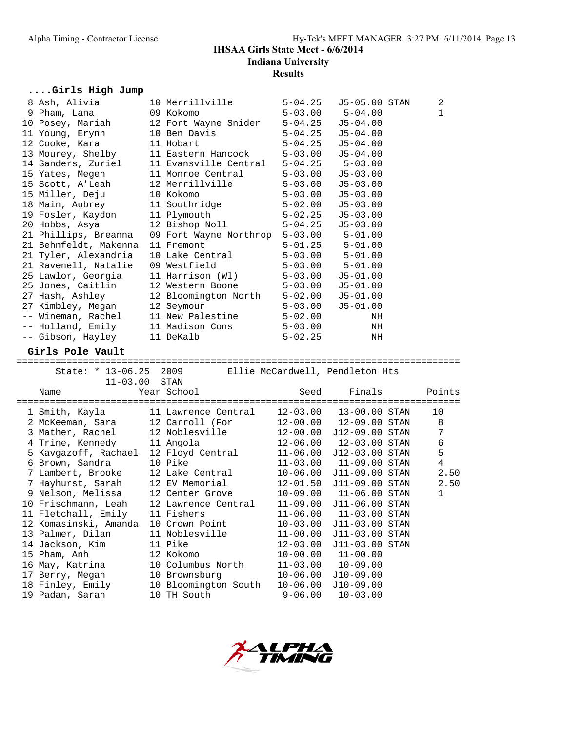## IHSAA Girls State Meet - 6/6/2014

**Indiana University**

**Results**

### ....Girls High Jump

| Place | Name | Year | School | Seed | Finals | | Points |
|---|---|---|---|---|---|---|---|
| 8 | Ash, Alivia | 10 | Merrillville | 5-04.25 | J5-05.00 | STAN | 2 |
| 9 | Pham, Lana | 09 | Kokomo | 5-03.00 | 5-04.00 | | 1 |
| 10 | Posey, Mariah | 12 | Fort Wayne Snider | 5-04.25 | J5-04.00 | | |
| 11 | Young, Erynn | 10 | Ben Davis | 5-04.25 | J5-04.00 | | |
| 12 | Cooke, Kara | 11 | Hobart | 5-04.25 | J5-04.00 | | |
| 13 | Mourey, Shelby | 11 | Eastern Hancock | 5-03.00 | J5-04.00 | | |
| 14 | Sanders, Zuriel | 11 | Evansville Central | 5-04.25 | 5-03.00 | | |
| 15 | Yates, Megen | 11 | Monroe Central | 5-03.00 | J5-03.00 | | |
| 15 | Scott, A'Leah | 12 | Merrillville | 5-03.00 | J5-03.00 | | |
| 15 | Miller, Deju | 10 | Kokomo | 5-03.00 | J5-03.00 | | |
| 18 | Main, Aubrey | 11 | Southridge | 5-02.00 | J5-03.00 | | |
| 19 | Fosler, Kaydon | 11 | Plymouth | 5-02.25 | J5-03.00 | | |
| 20 | Hobbs, Asya | 12 | Bishop Noll | 5-04.25 | J5-03.00 | | |
| 21 | Phillips, Breanna | 09 | Fort Wayne Northrop | 5-03.00 | 5-01.00 | | |
| 21 | Behnfeldt, Makenna | 11 | Fremont | 5-01.25 | 5-01.00 | | |
| 21 | Tyler, Alexandria | 10 | Lake Central | 5-03.00 | 5-01.00 | | |
| 21 | Ravenell, Natalie | 09 | Westfield | 5-03.00 | 5-01.00 | | |
| 25 | Lawlor, Georgia | 11 | Harrison (Wl) | 5-03.00 | J5-01.00 | | |
| 25 | Jones, Caitlin | 12 | Western Boone | 5-03.00 | J5-01.00 | | |
| 27 | Hash, Ashley | 12 | Bloomington North | 5-02.00 | J5-01.00 | | |
| 27 | Kimbley, Megan | 12 | Seymour | 5-03.00 | J5-01.00 | | |
| -- | Wineman, Rachel | 11 | New Palestine | 5-02.00 | NH | | |
| -- | Holland, Emily | 11 | Madison Cons | 5-03.00 | NH | | |
| -- | Gibson, Hayley | 11 | DeKalb | 5-02.25 | NH | | |

### Girls Pole Vault

State: * 13-06.25  2009  Ellie McCardwell, Pendleton Hts
11-03.00  STAN

| Place | Name | Year | School | Seed | Finals | | Points |
|---|---|---|---|---|---|---|---|
| 1 | Smith, Kayla | 11 | Lawrence Central | 12-03.00 | 13-00.00 | STAN | 10 |
| 2 | McKeeman, Sara | 12 | Carroll (For | 12-00.00 | 12-09.00 | STAN | 8 |
| 3 | Mather, Rachel | 12 | Noblesville | 12-00.00 | J12-09.00 | STAN | 7 |
| 4 | Trine, Kennedy | 11 | Angola | 12-06.00 | 12-03.00 | STAN | 6 |
| 5 | Kavgazoff, Rachael | 12 | Floyd Central | 11-06.00 | J12-03.00 | STAN | 5 |
| 6 | Brown, Sandra | 10 | Pike | 11-03.00 | 11-09.00 | STAN | 4 |
| 7 | Lambert, Brooke | 12 | Lake Central | 10-06.00 | J11-09.00 | STAN | 2.50 |
| 7 | Hayhurst, Sarah | 12 | EV Memorial | 12-01.50 | J11-09.00 | STAN | 2.50 |
| 9 | Nelson, Melissa | 12 | Center Grove | 10-09.00 | 11-06.00 | STAN | 1 |
| 10 | Frischmann, Leah | 12 | Lawrence Central | 11-09.00 | J11-06.00 | STAN | |
| 11 | Fletchall, Emily | 11 | Fishers | 11-06.00 | 11-03.00 | STAN | |
| 12 | Komasinski, Amanda | 10 | Crown Point | 10-03.00 | J11-03.00 | STAN | |
| 13 | Palmer, Dilan | 11 | Noblesville | 11-00.00 | J11-03.00 | STAN | |
| 14 | Jackson, Kim | 11 | Pike | 12-03.00 | J11-03.00 | STAN | |
| 15 | Pham, Anh | 12 | Kokomo | 10-00.00 | 11-00.00 | | |
| 16 | May, Katrina | 10 | Columbus North | 11-03.00 | 10-09.00 | | |
| 17 | Berry, Megan | 10 | Brownsburg | 10-06.00 | J10-09.00 | | |
| 18 | Finley, Emily | 10 | Bloomington South | 10-06.00 | J10-09.00 | | |
| 19 | Padan, Sarah | 10 | TH South | 9-06.00 | 10-03.00 | | |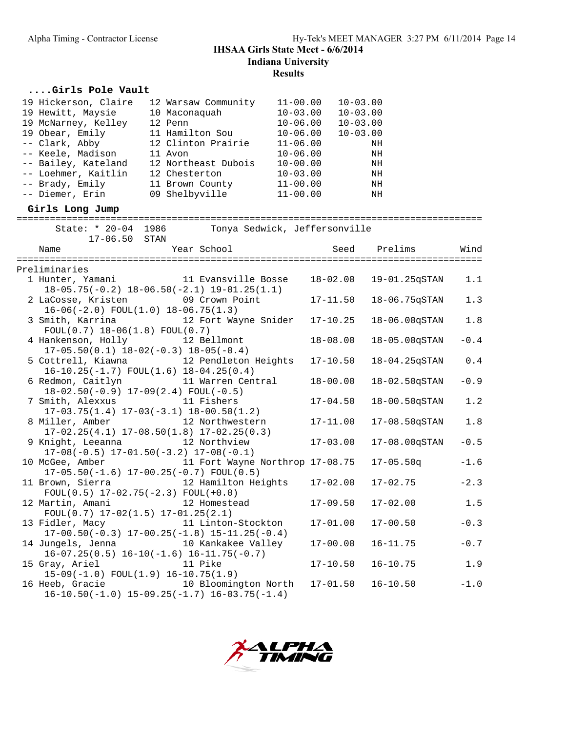## IHSAA Girls State Meet - 6/6/2014

**Indiana University**

**Results**

### ....Girls Pole Vault

| Place | Name | Year | School | Seed | Finals |
|---|---|---|---|---|---|
| 19 | Hickerson, Claire | 12 | Warsaw Community | 11-00.00 | 10-03.00 |
| 19 | Hewitt, Maysie | 10 | Maconaquah | 10-03.00 | 10-03.00 |
| 19 | McNarney, Kelley | 12 | Penn | 10-06.00 | 10-03.00 |
| 19 | Obear, Emily | 11 | Hamilton Sou | 10-06.00 | 10-03.00 |
| -- | Clark, Abby | 12 | Clinton Prairie | 11-06.00 | NH |
| -- | Keele, Madison | 11 | Avon | 10-06.00 | NH |
| -- | Bailey, Kateland | 12 | Northeast Dubois | 10-00.00 | NH |
| -- | Loehmer, Kaitlin | 12 | Chesterton | 10-03.00 | NH |
| -- | Brady, Emily | 11 | Brown County | 11-00.00 | NH |
| -- | Diemer, Erin | 09 | Shelbyville | 11-00.00 | NH |

### Girls Long Jump

State: * 20-04 1986 Tonya Sedwick, Jeffersonville
17-06.50 STAN

**Preliminaries**

| Place | Name | Year | School | Seed | Prelims | Wind |
|---|---|---|---|---|---|---|
| 1 | Hunter, Yamani | 11 | Evansville Bosse | 18-02.00 | 19-01.25qSTAN | 1.1 |
| | 18-05.75(-0.2) 18-06.50(-2.1) 19-01.25(1.1) | | | | | |
| 2 | LaCosse, Kristen | 09 | Crown Point | 17-11.50 | 18-06.75qSTAN | 1.3 |
| | 16-06(-2.0) FOUL(1.0) 18-06.75(1.3) | | | | | |
| 3 | Smith, Karrina | 12 | Fort Wayne Snider | 17-10.25 | 18-06.00qSTAN | 1.8 |
| | FOUL(0.7) 18-06(1.8) FOUL(0.7) | | | | | |
| 4 | Hankenson, Holly | 12 | Bellmont | 18-08.00 | 18-05.00qSTAN | -0.4 |
| | 17-05.50(0.1) 18-02(-0.3) 18-05(-0.4) | | | | | |
| 5 | Cottrell, Kiawna | 12 | Pendleton Heights | 17-10.50 | 18-04.25qSTAN | 0.4 |
| | 16-10.25(-1.7) FOUL(1.6) 18-04.25(0.4) | | | | | |
| 6 | Redmon, Caitlyn | 11 | Warren Central | 18-00.00 | 18-02.50qSTAN | -0.9 |
| | 18-02.50(-0.9) 17-09(2.4) FOUL(-0.5) | | | | | |
| 7 | Smith, Alexxus | 11 | Fishers | 17-04.50 | 18-00.50qSTAN | 1.2 |
| | 17-03.75(1.4) 17-03(-3.1) 18-00.50(1.2) | | | | | |
| 8 | Miller, Amber | 12 | Northwestern | 17-11.00 | 17-08.50qSTAN | 1.8 |
| | 17-02.25(4.1) 17-08.50(1.8) 17-02.25(0.3) | | | | | |
| 9 | Knight, Leeanna | 12 | Northview | 17-03.00 | 17-08.00qSTAN | -0.5 |
| | 17-08(-0.5) 17-01.50(-3.2) 17-08(-0.1) | | | | | |
| 10 | McGee, Amber | 11 | Fort Wayne Northrop | 17-08.75 | 17-05.50q | -1.6 |
| | 17-05.50(-1.6) 17-00.25(-0.7) FOUL(0.5) | | | | | |
| 11 | Brown, Sierra | 12 | Hamilton Heights | 17-02.00 | 17-02.75 | -2.3 |
| | FOUL(0.5) 17-02.75(-2.3) FOUL(+0.0) | | | | | |
| 12 | Martin, Amani | 12 | Homestead | 17-09.50 | 17-02.00 | 1.5 |
| | FOUL(0.7) 17-02(1.5) 17-01.25(2.1) | | | | | |
| 13 | Fidler, Macy | 11 | Linton-Stockton | 17-01.00 | 17-00.50 | -0.3 |
| | 17-00.50(-0.3) 17-00.25(-1.8) 15-11.25(-0.4) | | | | | |
| 14 | Jungels, Jenna | 10 | Kankakee Valley | 17-00.00 | 16-11.75 | -0.7 |
| | 16-07.25(0.5) 16-10(-1.6) 16-11.75(-0.7) | | | | | |
| 15 | Gray, Ariel | 11 | Pike | 17-10.50 | 16-10.75 | 1.9 |
| | 15-09(-1.0) FOUL(1.9) 16-10.75(1.9) | | | | | |
| 16 | Heeb, Gracie | 10 | Bloomington North | 17-01.50 | 16-10.50 | -1.0 |
| | 16-10.50(-1.0) 15-09.25(-1.7) 16-03.75(-1.4) | | | | | |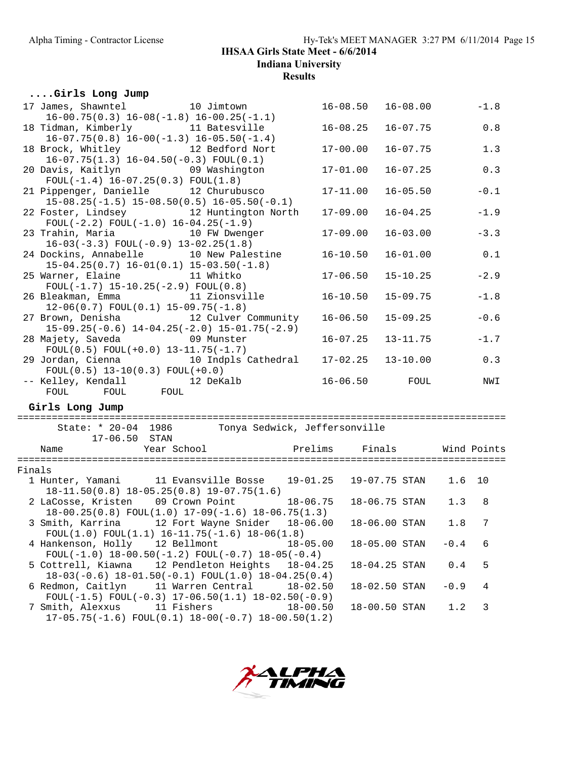IHSAA Girls State Meet - 6/6/2014
Indiana University
Results

### ....Girls Long Jump

| Place | Name | Year | School | Seed | Finals | Wind |
|---|---|---|---|---|---|---|
| 17 | James, Shawntel | 10 | Jimtown | 16-08.50 | 16-08.00 | -1.8 |
| | 16-00.75(0.3) 16-08(-1.8) 16-00.25(-1.1) | | | | | |
| 18 | Tidman, Kimberly | 11 | Batesville | 16-08.25 | 16-07.75 | 0.8 |
| | 16-07.75(0.8) 16-00(-1.3) 16-05.50(-1.4) | | | | | |
| 18 | Brock, Whitley | 12 | Bedford Nort | 17-00.00 | 16-07.75 | 1.3 |
| | 16-07.75(1.3) 16-04.50(-0.3) FOUL(0.1) | | | | | |
| 20 | Davis, Kaitlyn | 09 | Washington | 17-01.00 | 16-07.25 | 0.3 |
| | FOUL(-1.4) 16-07.25(0.3) FOUL(1.8) | | | | | |
| 21 | Pippenger, Danielle | 12 | Churubusco | 17-11.00 | 16-05.50 | -0.1 |
| | 15-08.25(-1.5) 15-08.50(0.5) 16-05.50(-0.1) | | | | | |
| 22 | Foster, Lindsey | 12 | Huntington North | 17-09.00 | 16-04.25 | -1.9 |
| | FOUL(-2.2) FOUL(-1.0) 16-04.25(-1.9) | | | | | |
| 23 | Trahin, Maria | 10 | FW Dwenger | 17-09.00 | 16-03.00 | -3.3 |
| | 16-03(-3.3) FOUL(-0.9) 13-02.25(1.8) | | | | | |
| 24 | Dockins, Annabelle | 10 | New Palestine | 16-10.50 | 16-01.00 | 0.1 |
| | 15-04.25(0.7) 16-01(0.1) 15-03.50(-1.8) | | | | | |
| 25 | Warner, Elaine | 11 | Whitko | 17-06.50 | 15-10.25 | -2.9 |
| | FOUL(-1.7) 15-10.25(-2.9) FOUL(0.8) | | | | | |
| 26 | Bleakman, Emma | 11 | Zionsville | 16-10.50 | 15-09.75 | -1.8 |
| | 12-06(0.7) FOUL(0.1) 15-09.75(-1.8) | | | | | |
| 27 | Brown, Denisha | 12 | Culver Community | 16-06.50 | 15-09.25 | -0.6 |
| | 15-09.25(-0.6) 14-04.25(-2.0) 15-01.75(-2.9) | | | | | |
| 28 | Majety, Saveda | 09 | Munster | 16-07.25 | 13-11.75 | -1.7 |
| | FOUL(0.5) FOUL(+0.0) 13-11.75(-1.7) | | | | | |
| 29 | Jordan, Cienna | 10 | Indpls Cathedral | 17-02.25 | 13-10.00 | 0.3 |
| | FOUL(0.5) 13-10(0.3) FOUL(+0.0) | | | | | |
| -- | Kelley, Kendall | 12 | DeKalb | 16-06.50 | FOUL | NWI |
| | FOUL FOUL FOUL | | | | | |

### Girls Long Jump

State: * 20-04 1986 Tonya Sedwick, Jeffersonville
17-06.50 STAN

**Finals**

| Place | Name | Year | School | Prelims | Finals | | Wind | Points |
|---|---|---|---|---|---|---|---|---|
| 1 | Hunter, Yamani | 11 | Evansville Bosse | 19-01.25 | 19-07.75 | STAN | 1.6 | 10 |
| | 18-11.50(0.8) 18-05.25(0.8) 19-07.75(1.6) | | | | | | | |
| 2 | LaCosse, Kristen | 09 | Crown Point | 18-06.75 | 18-06.75 | STAN | 1.3 | 8 |
| | 18-00.25(0.8) FOUL(1.0) 17-09(-1.6) 18-06.75(1.3) | | | | | | | |
| 3 | Smith, Karrina | 12 | Fort Wayne Snider | 18-06.00 | 18-06.00 | STAN | 1.8 | 7 |
| | FOUL(1.0) FOUL(1.1) 16-11.75(-1.6) 18-06(1.8) | | | | | | | |
| 4 | Hankenson, Holly | 12 | Bellmont | 18-05.00 | 18-05.00 | STAN | -0.4 | 6 |
| | FOUL(-1.0) 18-00.50(-1.2) FOUL(-0.7) 18-05(-0.4) | | | | | | | |
| 5 | Cottrell, Kiawna | 12 | Pendleton Heights | 18-04.25 | 18-04.25 | STAN | 0.4 | 5 |
| | 18-03(-0.6) 18-01.50(-0.1) FOUL(1.0) 18-04.25(0.4) | | | | | | | |
| 6 | Redmon, Caitlyn | 11 | Warren Central | 18-02.50 | 18-02.50 | STAN | -0.9 | 4 |
| | FOUL(-1.5) FOUL(-0.3) 17-06.50(1.1) 18-02.50(-0.9) | | | | | | | |
| 7 | Smith, Alexxus | 11 | Fishers | 18-00.50 | 18-00.50 | STAN | 1.2 | 3 |
| | 17-05.75(-1.6) FOUL(0.1) 18-00(-0.7) 18-00.50(1.2) | | | | | | | |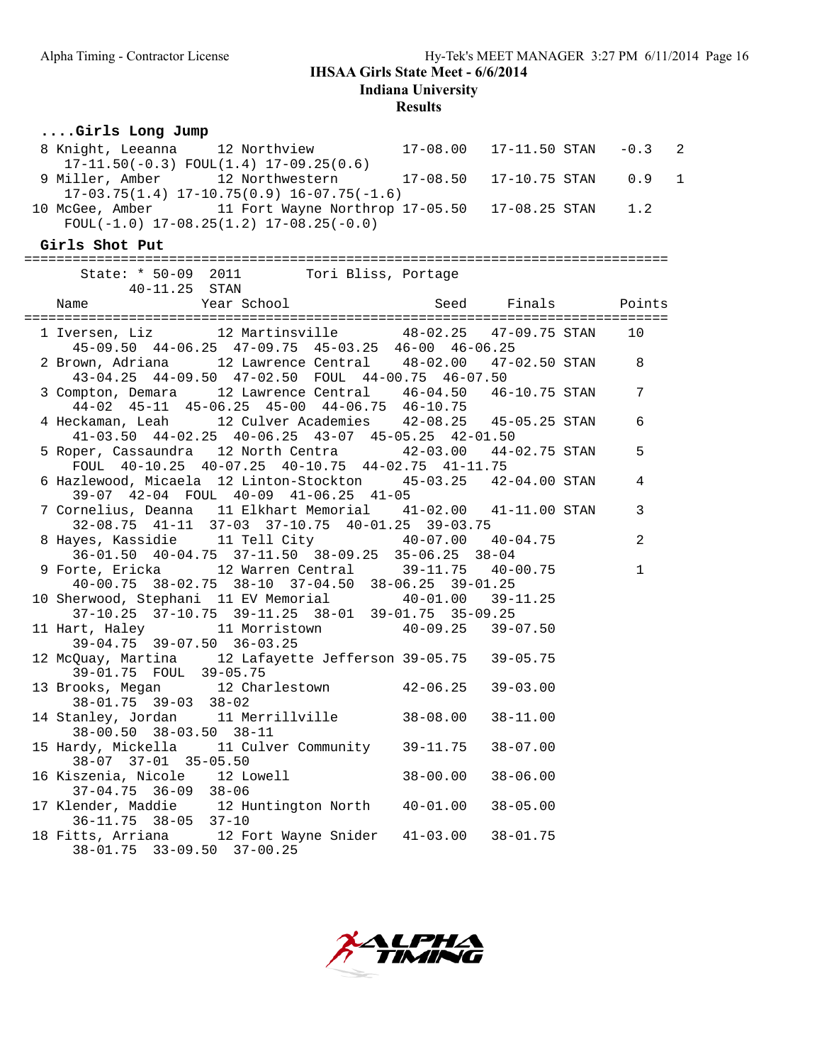**IHSAA Girls State Meet - 6/6/2014**
**Indiana University**
**Results**

### ....Girls Long Jump

```
  8 Knight, Leeanna      12 Northview            17-08.00   17-11.50 STAN   -0.3   2
     17-11.50(-0.3) FOUL(1.4) 17-09.25(0.6)
  9 Miller, Amber        12 Northwestern         17-08.50   17-10.75 STAN    0.9   1
     17-03.75(1.4) 17-10.75(0.9) 16-07.75(-1.6)
 10 McGee, Amber         11 Fort Wayne Northrop 17-05.50   17-08.25 STAN    1.2
     FOUL(-1.0) 17-08.25(1.2) 17-08.25(-0.0)
```

### Girls Shot Put

```
================================================================================
      State: * 50-09  2011        Tori Bliss, Portage
            40-11.25  STAN
    Name                Year School                 Seed     Finals          Points
================================================================================
  1 Iversen, Liz         12 Martinsville         48-02.25   47-09.75 STAN     10
      45-09.50  44-06.25  47-09.75  45-03.25  46-00  46-06.25
  2 Brown, Adriana       12 Lawrence Central     48-02.00   47-02.50 STAN      8
      43-04.25  44-09.50  47-02.50  FOUL  44-00.75  46-07.50
  3 Compton, Demara      12 Lawrence Central     46-04.50   46-10.75 STAN      7
      44-02  45-11  45-06.25  45-00  44-06.75  46-10.75
  4 Heckaman, Leah       12 Culver Academies     42-08.25   45-05.25 STAN      6
      41-03.50  44-02.25  40-06.25  43-07  45-05.25  42-01.50
  5 Roper, Cassaundra    12 North Centra         42-03.00   44-02.75 STAN      5
      FOUL  40-10.25  40-07.25  40-10.75  44-02.75  41-11.75
  6 Hazlewood, Micaela  12 Linton-Stockton      45-03.25   42-04.00 STAN      4
      39-07  42-04  FOUL  40-09  41-06.25  41-05
  7 Cornelius, Deanna    11 Elkhart Memorial     41-02.00   41-11.00 STAN      3
      32-08.75  41-11  37-03  37-10.75  40-01.25  39-03.75
  8 Hayes, Kassidie      11 Tell City            40-07.00   40-04.75           2
      36-01.50  40-04.75  37-11.50  38-09.25  35-06.25  38-04
  9 Forte, Ericka        12 Warren Central       39-11.75   40-00.75           1
      40-00.75  38-02.75  38-10  37-04.50  38-06.25  39-01.25
 10 Sherwood, Stephani  11 EV Memorial          40-01.00   39-11.25
      37-10.25  37-10.75  39-11.25  38-01  39-01.75  35-09.25
 11 Hart, Haley          11 Morristown           40-09.25   39-07.50
      39-04.75  39-07.50  36-03.25
 12 McQuay, Martina      12 Lafayette Jefferson 39-05.75   39-05.75
      39-01.75  FOUL  39-05.75
 13 Brooks, Megan        12 Charlestown          42-06.25   39-03.00
      38-01.75  39-03  38-02
 14 Stanley, Jordan      11 Merrillville         38-08.00   38-11.00
      38-00.50  38-03.50  38-11
 15 Hardy, Mickella      11 Culver Community     39-11.75   38-07.00
      38-07  37-01  35-05.50
 16 Kiszenia, Nicole     12 Lowell               38-00.00   38-06.00
      37-04.75  36-09  38-06
 17 Klender, Maddie      12 Huntington North     40-01.00   38-05.00
      36-11.75  38-05  37-10
 18 Fitts, Arriana       12 Fort Wayne Snider    41-03.00   38-01.75
      38-01.75  33-09.50  37-00.25
```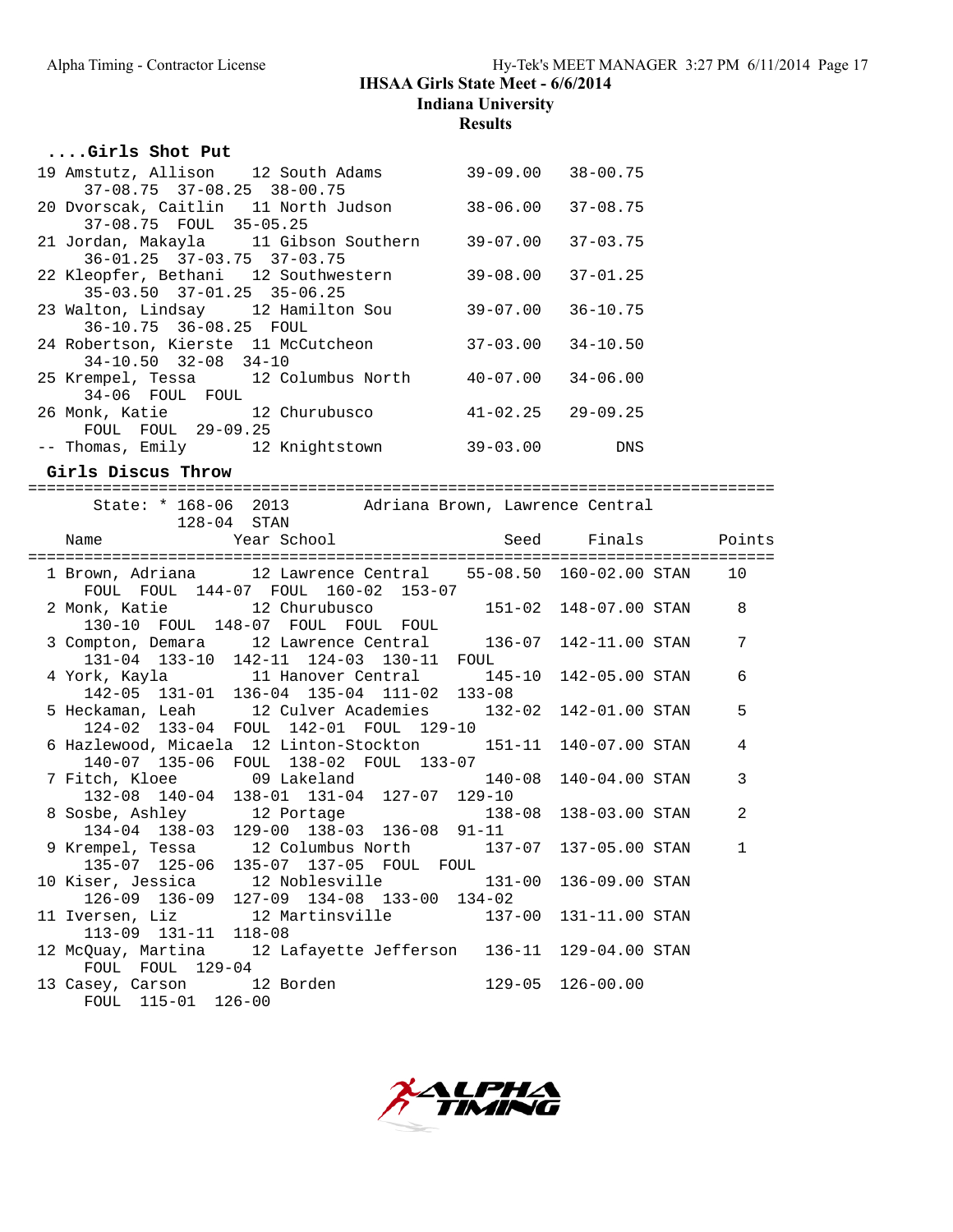## IHSAA Girls State Meet - 6/6/2014

### Indiana University

### Results

#### ....Girls Shot Put

| Place | Name | Year | School | Seed | Finals |
|---|---|---|---|---|---|
| 19 | Amstutz, Allison | 12 | South Adams | 39-09.00 | 38-00.75 |
| | 37-08.75 37-08.25 38-00.75 | | | | |
| 20 | Dvorscak, Caitlin | 11 | North Judson | 38-06.00 | 37-08.75 |
| | 37-08.75 FOUL 35-05.25 | | | | |
| 21 | Jordan, Makayla | 11 | Gibson Southern | 39-07.00 | 37-03.75 |
| | 36-01.25 37-03.75 37-03.75 | | | | |
| 22 | Kleopfer, Bethani | 12 | Southwestern | 39-08.00 | 37-01.25 |
| | 35-03.50 37-01.25 35-06.25 | | | | |
| 23 | Walton, Lindsay | 12 | Hamilton Sou | 39-07.00 | 36-10.75 |
| | 36-10.75 36-08.25 FOUL | | | | |
| 24 | Robertson, Kierste | 11 | McCutcheon | 37-03.00 | 34-10.50 |
| | 34-10.50 32-08 34-10 | | | | |
| 25 | Krempel, Tessa | 12 | Columbus North | 40-07.00 | 34-06.00 |
| | 34-06 FOUL FOUL | | | | |
| 26 | Monk, Katie | 12 | Churubusco | 41-02.25 | 29-09.25 |
| | FOUL FOUL 29-09.25 | | | | |
| -- | Thomas, Emily | 12 | Knightstown | 39-03.00 | DNS |

#### Girls Discus Throw

State: * 168-06 2013 Adriana Brown, Lawrence Central
128-04 STAN

| Place | Name | Year | School | Seed | Finals | | Points |
|---|---|---|---|---|---|---|---|
| 1 | Brown, Adriana | 12 | Lawrence Central | 55-08.50 | 160-02.00 | STAN | 10 |
| | FOUL FOUL 144-07 FOUL 160-02 153-07 | | | | | | |
| 2 | Monk, Katie | 12 | Churubusco | 151-02 | 148-07.00 | STAN | 8 |
| | 130-10 FOUL 148-07 FOUL FOUL FOUL | | | | | | |
| 3 | Compton, Demara | 12 | Lawrence Central | 136-07 | 142-11.00 | STAN | 7 |
| | 131-04 133-10 142-11 124-03 130-11 FOUL | | | | | | |
| 4 | York, Kayla | 11 | Hanover Central | 145-10 | 142-05.00 | STAN | 6 |
| | 142-05 131-01 136-04 135-04 111-02 133-08 | | | | | | |
| 5 | Heckaman, Leah | 12 | Culver Academies | 132-02 | 142-01.00 | STAN | 5 |
| | 124-02 133-04 FOUL 142-01 FOUL 129-10 | | | | | | |
| 6 | Hazlewood, Micaela | 12 | Linton-Stockton | 151-11 | 140-07.00 | STAN | 4 |
| | 140-07 135-06 FOUL 138-02 FOUL 133-07 | | | | | | |
| 7 | Fitch, Kloee | 09 | Lakeland | 140-08 | 140-04.00 | STAN | 3 |
| | 132-08 140-04 138-01 131-04 127-07 129-10 | | | | | | |
| 8 | Sosbe, Ashley | 12 | Portage | 138-08 | 138-03.00 | STAN | 2 |
| | 134-04 138-03 129-00 138-03 136-08 91-11 | | | | | | |
| 9 | Krempel, Tessa | 12 | Columbus North | 137-07 | 137-05.00 | STAN | 1 |
| | 135-07 125-06 135-07 137-05 FOUL FOUL | | | | | | |
| 10 | Kiser, Jessica | 12 | Noblesville | 131-00 | 136-09.00 | STAN | |
| | 126-09 136-09 127-09 134-08 133-00 134-02 | | | | | | |
| 11 | Iversen, Liz | 12 | Martinsville | 137-00 | 131-11.00 | STAN | |
| | 113-09 131-11 118-08 | | | | | | |
| 12 | McQuay, Martina | 12 | Lafayette Jefferson | 136-11 | 129-04.00 | STAN | |
| | FOUL FOUL 129-04 | | | | | | |
| 13 | Casey, Carson | 12 | Borden | 129-05 | 126-00.00 | | |
| | FOUL 115-01 126-00 | | | | | | |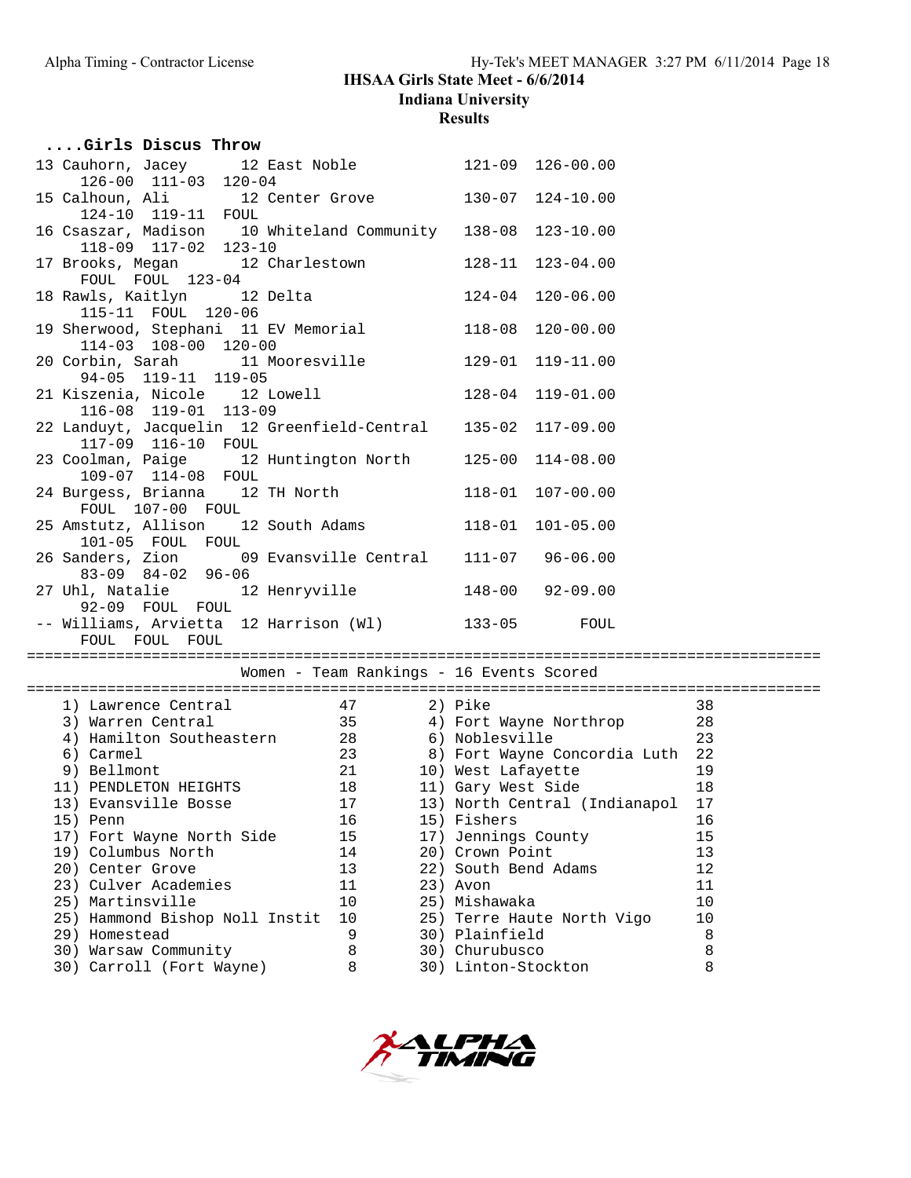# IHSAA Girls State Meet - 6/6/2014

## Indiana University

### Results

#### ....Girls Discus Throw

| Place | Name | Year | School | Seed | Finals |
|---|---|---|---|---|---|
| 13 | Cauhorn, Jacey | 12 | East Noble | 121-09 | 126-00.00 |
| | 126-00 111-03 120-04 | | | | |
| 15 | Calhoun, Ali | 12 | Center Grove | 130-07 | 124-10.00 |
| | 124-10 119-11 FOUL | | | | |
| 16 | Csaszar, Madison | 10 | Whiteland Community | 138-08 | 123-10.00 |
| | 118-09 117-02 123-10 | | | | |
| 17 | Brooks, Megan | 12 | Charlestown | 128-11 | 123-04.00 |
| | FOUL FOUL 123-04 | | | | |
| 18 | Rawls, Kaitlyn | 12 | Delta | 124-04 | 120-06.00 |
| | 115-11 FOUL 120-06 | | | | |
| 19 | Sherwood, Stephani | 11 | EV Memorial | 118-08 | 120-00.00 |
| | 114-03 108-00 120-00 | | | | |
| 20 | Corbin, Sarah | 11 | Mooresville | 129-01 | 119-11.00 |
| | 94-05 119-11 119-05 | | | | |
| 21 | Kiszenia, Nicole | 12 | Lowell | 128-04 | 119-01.00 |
| | 116-08 119-01 113-09 | | | | |
| 22 | Landuyt, Jacquelin | 12 | Greenfield-Central | 135-02 | 117-09.00 |
| | 117-09 116-10 FOUL | | | | |
| 23 | Coolman, Paige | 12 | Huntington North | 125-00 | 114-08.00 |
| | 109-07 114-08 FOUL | | | | |
| 24 | Burgess, Brianna | 12 | TH North | 118-01 | 107-00.00 |
| | FOUL 107-00 FOUL | | | | |
| 25 | Amstutz, Allison | 12 | South Adams | 118-01 | 101-05.00 |
| | 101-05 FOUL FOUL | | | | |
| 26 | Sanders, Zion | 09 | Evansville Central | 111-07 | 96-06.00 |
| | 83-09 84-02 96-06 | | | | |
| 27 | Uhl, Natalie | 12 | Henryville | 148-00 | 92-09.00 |
| | 92-09 FOUL FOUL | | | | |
| -- | Williams, Arvietta | 12 | Harrison (Wl) | 133-05 | FOUL |
| | FOUL FOUL FOUL | | | | |

#### Women - Team Rankings - 16 Events Scored

| Rank | School | Points | Rank | School | Points |
|---|---|---|---|---|---|
| 1) | Lawrence Central | 47 | 2) | Pike | 38 |
| 3) | Warren Central | 35 | 4) | Fort Wayne Northrop | 28 |
| 4) | Hamilton Southeastern | 28 | 6) | Noblesville | 23 |
| 6) | Carmel | 23 | 8) | Fort Wayne Concordia Luth | 22 |
| 9) | Bellmont | 21 | 10) | West Lafayette | 19 |
| 11) | PENDLETON HEIGHTS | 18 | 11) | Gary West Side | 18 |
| 13) | Evansville Bosse | 17 | 13) | North Central (Indianapol | 17 |
| 15) | Penn | 16 | 15) | Fishers | 16 |
| 17) | Fort Wayne North Side | 15 | 17) | Jennings County | 15 |
| 19) | Columbus North | 14 | 20) | Crown Point | 13 |
| 20) | Center Grove | 13 | 22) | South Bend Adams | 12 |
| 23) | Culver Academies | 11 | 23) | Avon | 11 |
| 25) | Martinsville | 10 | 25) | Mishawaka | 10 |
| 25) | Hammond Bishop Noll Instit | 10 | 25) | Terre Haute North Vigo | 10 |
| 29) | Homestead | 9 | 30) | Plainfield | 8 |
| 30) | Warsaw Community | 8 | 30) | Churubusco | 8 |
| 30) | Carroll (Fort Wayne) | 8 | 30) | Linton-Stockton | 8 |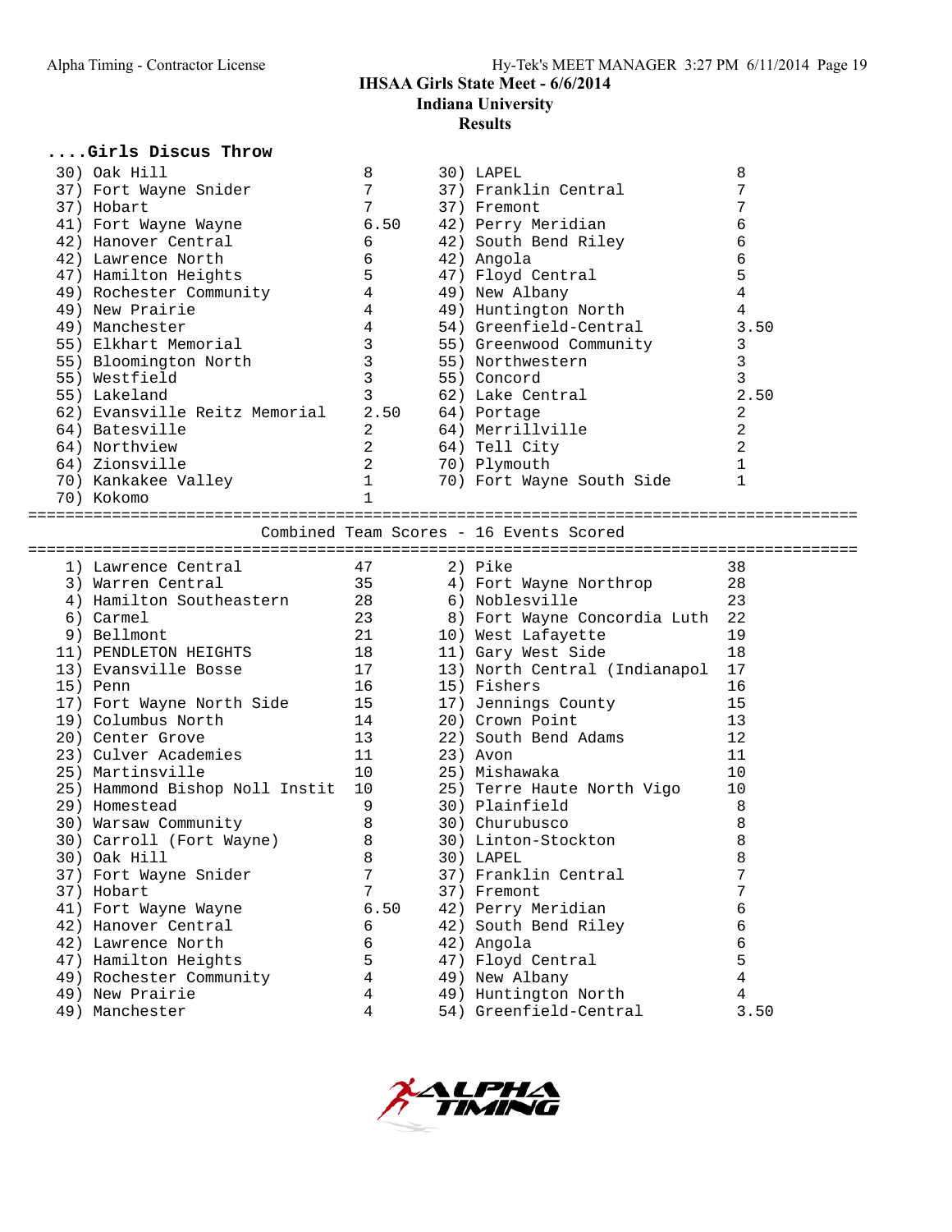## ....Girls Discus Throw

| Place | Team | Score | Place | Team | Score |
|---|---|---|---|---|---|
| 30) | Oak Hill | 8 | 30) | LAPEL | 8 |
| 37) | Fort Wayne Snider | 7 | 37) | Franklin Central | 7 |
| 37) | Hobart | 7 | 37) | Fremont | 7 |
| 41) | Fort Wayne Wayne | 6.50 | 42) | Perry Meridian | 6 |
| 42) | Hanover Central | 6 | 42) | South Bend Riley | 6 |
| 42) | Lawrence North | 6 | 42) | Angola | 6 |
| 47) | Hamilton Heights | 5 | 47) | Floyd Central | 5 |
| 49) | Rochester Community | 4 | 49) | New Albany | 4 |
| 49) | New Prairie | 4 | 49) | Huntington North | 4 |
| 49) | Manchester | 4 | 54) | Greenfield-Central | 3.50 |
| 55) | Elkhart Memorial | 3 | 55) | Greenwood Community | 3 |
| 55) | Bloomington North | 3 | 55) | Northwestern | 3 |
| 55) | Westfield | 3 | 55) | Concord | 3 |
| 55) | Lakeland | 3 | 62) | Lake Central | 2.50 |
| 62) | Evansville Reitz Memorial | 2.50 | 64) | Portage | 2 |
| 64) | Batesville | 2 | 64) | Merrillville | 2 |
| 64) | Northview | 2 | 64) | Tell City | 2 |
| 64) | Zionsville | 2 | 70) | Plymouth | 1 |
| 70) | Kankakee Valley | 1 | 70) | Fort Wayne South Side | 1 |
| 70) | Kokomo | 1 | | | |

## Combined Team Scores - 16 Events Scored

| Place | Team | Score | Place | Team | Score |
|---|---|---|---|---|---|
| 1) | Lawrence Central | 47 | 2) | Pike | 38 |
| 3) | Warren Central | 35 | 4) | Fort Wayne Northrop | 28 |
| 4) | Hamilton Southeastern | 28 | 6) | Noblesville | 23 |
| 6) | Carmel | 23 | 8) | Fort Wayne Concordia Luth | 22 |
| 9) | Bellmont | 21 | 10) | West Lafayette | 19 |
| 11) | PENDLETON HEIGHTS | 18 | 11) | Gary West Side | 18 |
| 13) | Evansville Bosse | 17 | 13) | North Central (Indianapol | 17 |
| 15) | Penn | 16 | 15) | Fishers | 16 |
| 17) | Fort Wayne North Side | 15 | 17) | Jennings County | 15 |
| 19) | Columbus North | 14 | 20) | Crown Point | 13 |
| 20) | Center Grove | 13 | 22) | South Bend Adams | 12 |
| 23) | Culver Academies | 11 | 23) | Avon | 11 |
| 25) | Martinsville | 10 | 25) | Mishawaka | 10 |
| 25) | Hammond Bishop Noll Instit | 10 | 25) | Terre Haute North Vigo | 10 |
| 29) | Homestead | 9 | 30) | Plainfield | 8 |
| 30) | Warsaw Community | 8 | 30) | Churubusco | 8 |
| 30) | Carroll (Fort Wayne) | 8 | 30) | Linton-Stockton | 8 |
| 30) | Oak Hill | 8 | 30) | LAPEL | 8 |
| 37) | Fort Wayne Snider | 7 | 37) | Franklin Central | 7 |
| 37) | Hobart | 7 | 37) | Fremont | 7 |
| 41) | Fort Wayne Wayne | 6.50 | 42) | Perry Meridian | 6 |
| 42) | Hanover Central | 6 | 42) | South Bend Riley | 6 |
| 42) | Lawrence North | 6 | 42) | Angola | 6 |
| 47) | Hamilton Heights | 5 | 47) | Floyd Central | 5 |
| 49) | Rochester Community | 4 | 49) | New Albany | 4 |
| 49) | New Prairie | 4 | 49) | Huntington North | 4 |
| 49) | Manchester | 4 | 54) | Greenfield-Central | 3.50 |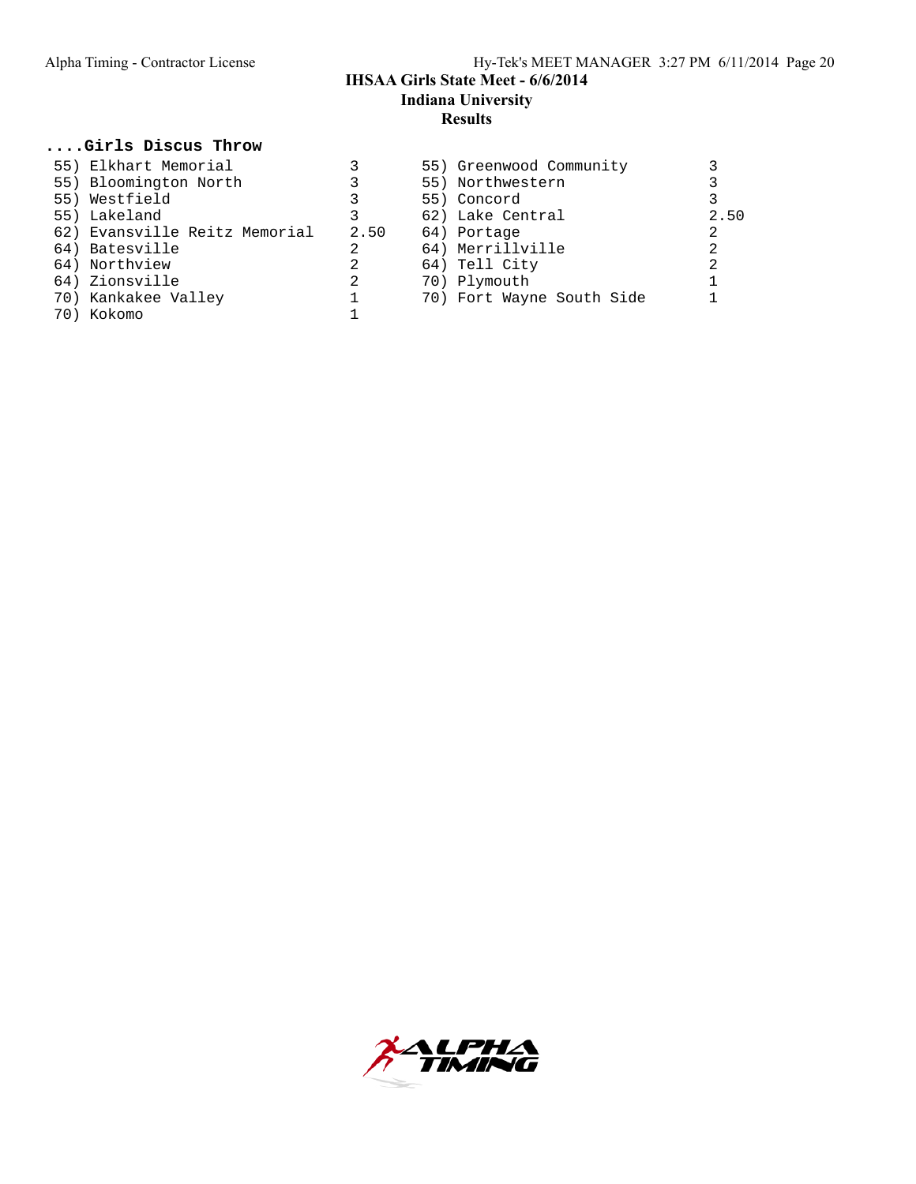## ....Girls Discus Throw

| | | | | | |
|---|---|---|---|---|---|
| 55) | Elkhart Memorial | 3 | 55) | Greenwood Community | 3 |
| 55) | Bloomington North | 3 | 55) | Northwestern | 3 |
| 55) | Westfield | 3 | 55) | Concord | 3 |
| 55) | Lakeland | 3 | 62) | Lake Central | 2.50 |
| 62) | Evansville Reitz Memorial | 2.50 | 64) | Portage | 2 |
| 64) | Batesville | 2 | 64) | Merrillville | 2 |
| 64) | Northview | 2 | 64) | Tell City | 2 |
| 64) | Zionsville | 2 | 70) | Plymouth | 1 |
| 70) | Kankakee Valley | 1 | 70) | Fort Wayne South Side | 1 |
| 70) | Kokomo | 1 | | | |